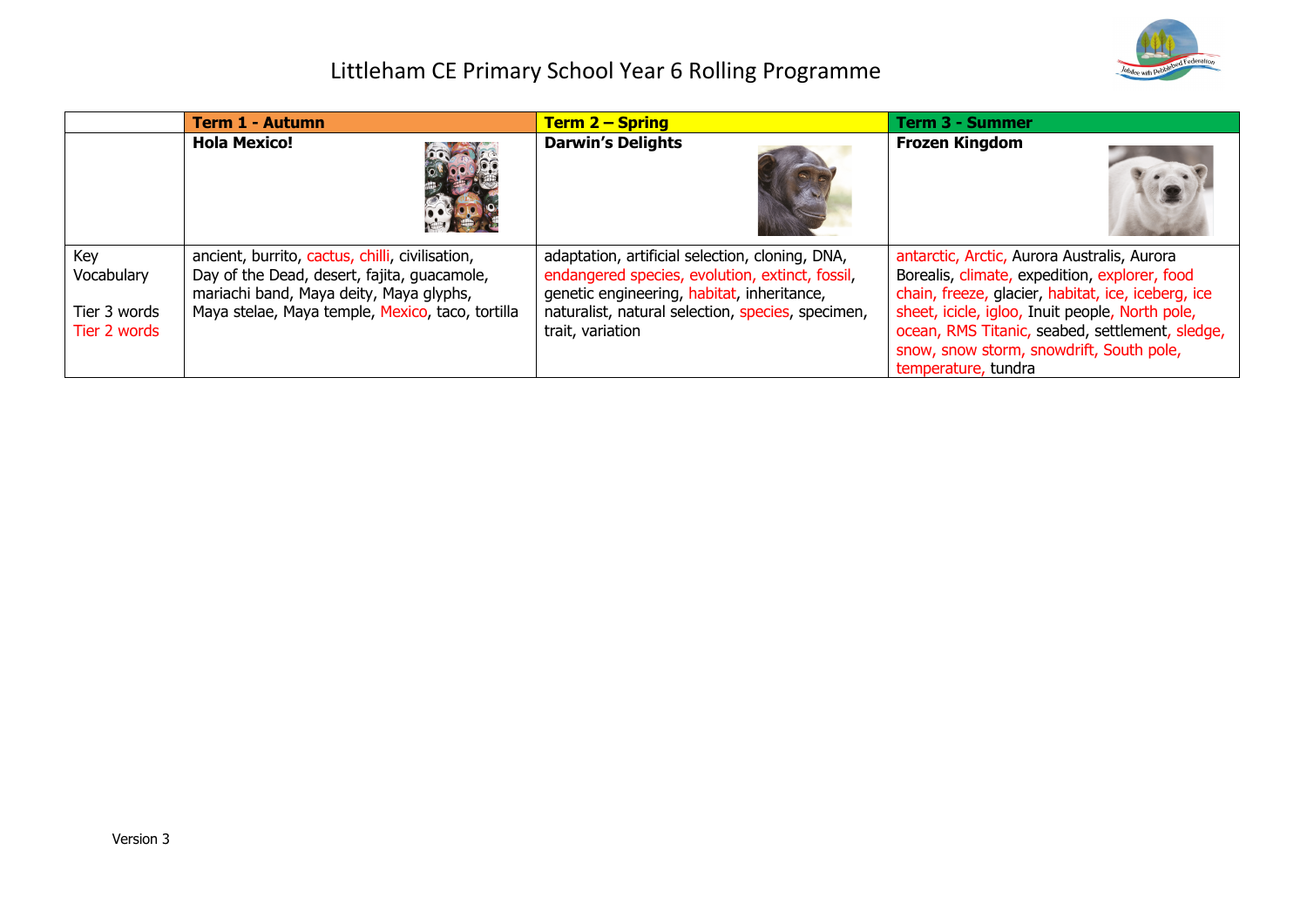# Littleham CE Primary School Year 6 Rolling Programme

| | Term 1 - Autumn | Term 2 – Spring | Term 3 - Summer |
|---|---|---|---|
| | **Hola Mexico!** | **Darwin's Delights** | **Frozen Kingdom** |
| Key Vocabulary<br><br>Tier 3 words<br>Tier 2 words | ancient, burrito, cactus, chilli, civilisation, Day of the Dead, desert, fajita, guacamole, mariachi band, Maya deity, Maya glyphs, Maya stelae, Maya temple, Mexico, taco, tortilla | adaptation, artificial selection, cloning, DNA, endangered species, evolution, extinct, fossil, genetic engineering, habitat, inheritance, naturalist, natural selection, species, specimen, trait, variation | antarctic, Arctic, Aurora Australis, Aurora Borealis, climate, expedition, explorer, food chain, freeze, glacier, habitat, ice, iceberg, ice sheet, icicle, igloo, Inuit people, North pole, ocean, RMS Titanic, seabed, settlement, sledge, snow, snow storm, snowdrift, South pole, temperature, tundra |

Version 3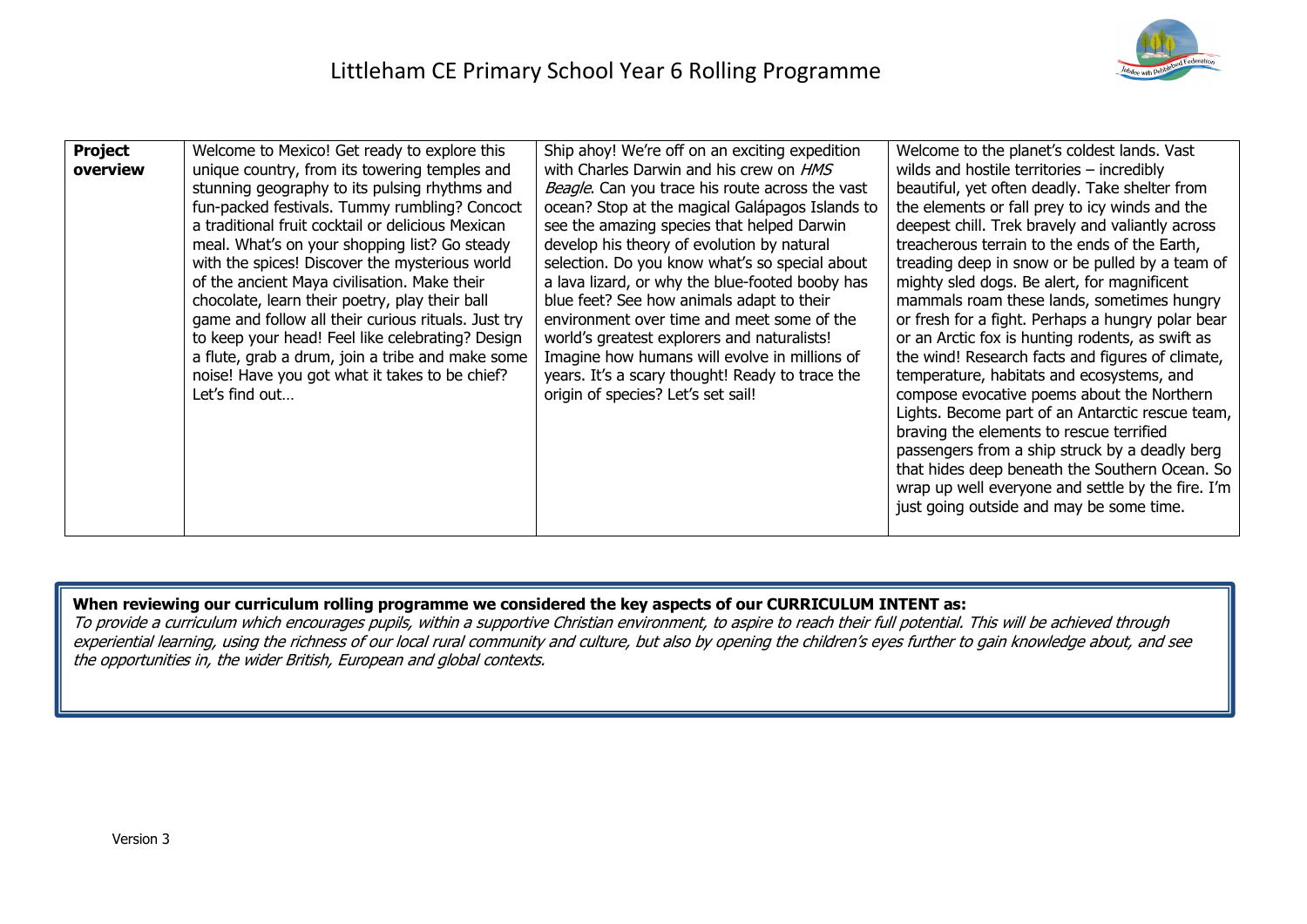# Littleham CE Primary School Year 6 Rolling Programme

| **Project overview** | Welcome to Mexico! Get ready to explore this unique country, from its towering temples and stunning geography to its pulsing rhythms and fun-packed festivals. Tummy rumbling? Concoct a traditional fruit cocktail or delicious Mexican meal. What's on your shopping list? Go steady with the spices! Discover the mysterious world of the ancient Maya civilisation. Make their chocolate, learn their poetry, play their ball game and follow all their curious rituals. Just try to keep your head! Feel like celebrating? Design a flute, grab a drum, join a tribe and make some noise! Have you got what it takes to be chief? Let's find out… | Ship ahoy! We're off on an exciting expedition with Charles Darwin and his crew on *HMS Beagle*. Can you trace his route across the vast ocean? Stop at the magical Galápagos Islands to see the amazing species that helped Darwin develop his theory of evolution by natural selection. Do you know what's so special about a lava lizard, or why the blue-footed booby has blue feet? See how animals adapt to their environment over time and meet some of the world's greatest explorers and naturalists! Imagine how humans will evolve in millions of years. It's a scary thought! Ready to trace the origin of species? Let's set sail! | Welcome to the planet's coldest lands. Vast wilds and hostile territories – incredibly beautiful, yet often deadly. Take shelter from the elements or fall prey to icy winds and the deepest chill. Trek bravely and valiantly across treacherous terrain to the ends of the Earth, treading deep in snow or be pulled by a team of mighty sled dogs. Be alert, for magnificent mammals roam these lands, sometimes hungry or fresh for a fight. Perhaps a hungry polar bear or an Arctic fox is hunting rodents, as swift as the wind! Research facts and figures of climate, temperature, habitats and ecosystems, and compose evocative poems about the Northern Lights. Become part of an Antarctic rescue team, braving the elements to rescue terrified passengers from a ship struck by a deadly berg that hides deep beneath the Southern Ocean. So wrap up well everyone and settle by the fire. I'm just going outside and may be some time. |
|---|---|---|---|

**When reviewing our curriculum rolling programme we considered the key aspects of our CURRICULUM INTENT as:**
*To provide a curriculum which encourages pupils, within a supportive Christian environment, to aspire to reach their full potential. This will be achieved through experiential learning, using the richness of our local rural community and culture, but also by opening the children's eyes further to gain knowledge about, and see the opportunities in, the wider British, European and global contexts.*

Version 3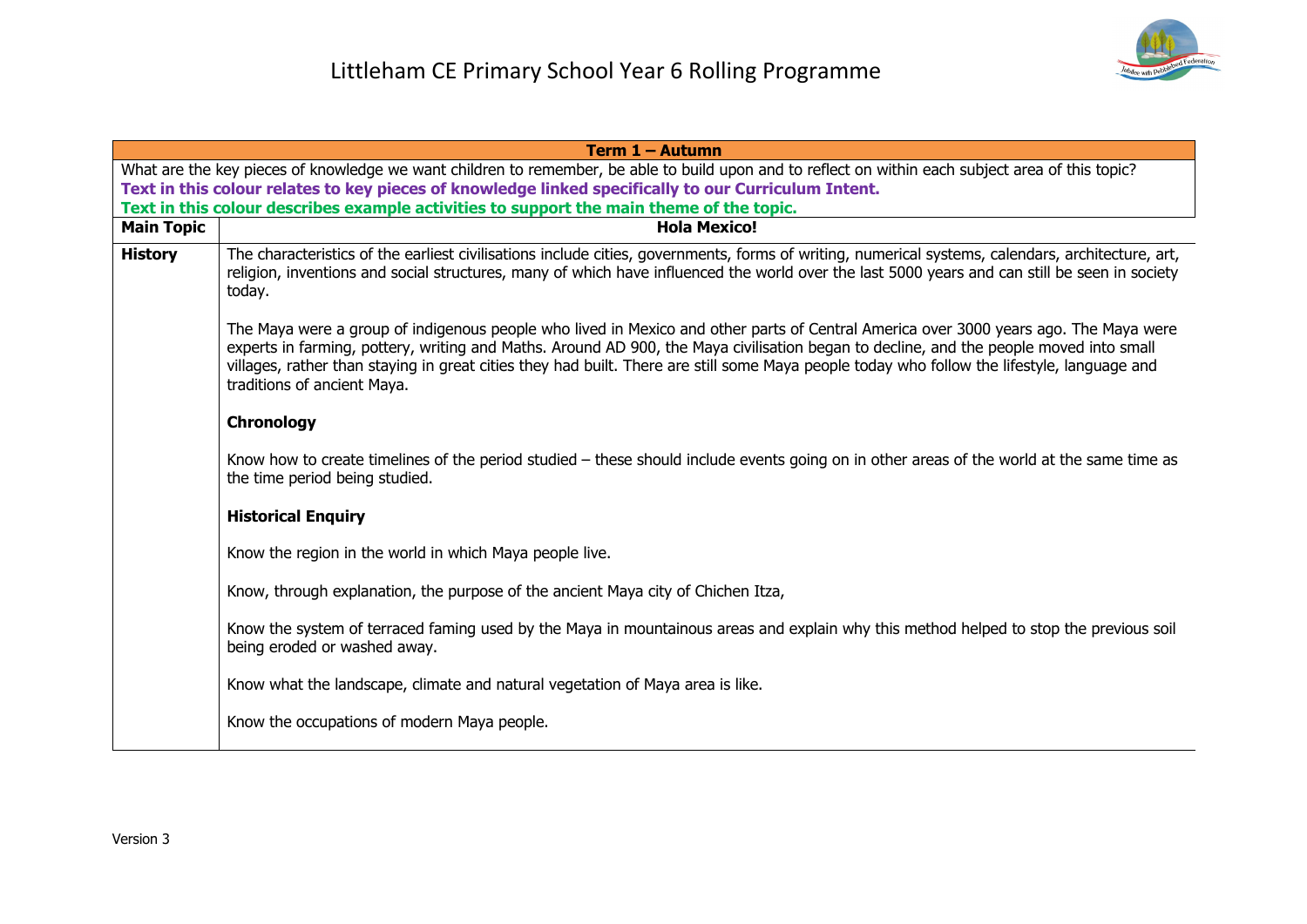# Littleham CE Primary School Year 6 Rolling Programme

| Term 1 – Autumn | |
|---|---|
| What are the key pieces of knowledge we want children to remember, be able to build upon and to reflect on within each subject area of this topic?<br>**Text in this colour relates to key pieces of knowledge linked specifically to our Curriculum Intent.**<br>**Text in this colour describes example activities to support the main theme of the topic.** | |
| **Main Topic** | **Hola Mexico!** |
| **History** | The characteristics of the earliest civilisations include cities, governments, forms of writing, numerical systems, calendars, architecture, art, religion, inventions and social structures, many of which have influenced the world over the last 5000 years and can still be seen in society today.<br><br>The Maya were a group of indigenous people who lived in Mexico and other parts of Central America over 3000 years ago. The Maya were experts in farming, pottery, writing and Maths. Around AD 900, the Maya civilisation began to decline, and the people moved into small villages, rather than staying in great cities they had built. There are still some Maya people today who follow the lifestyle, language and traditions of ancient Maya.<br><br>**Chronology**<br><br>Know how to create timelines of the period studied – these should include events going on in other areas of the world at the same time as the time period being studied.<br><br>**Historical Enquiry**<br><br>Know the region in the world in which Maya people live.<br><br>Know, through explanation, the purpose of the ancient Maya city of Chichen Itza,<br><br>Know the system of terraced faming used by the Maya in mountainous areas and explain why this method helped to stop the previous soil being eroded or washed away.<br><br>Know what the landscape, climate and natural vegetation of Maya area is like.<br><br>Know the occupations of modern Maya people. |

Version 3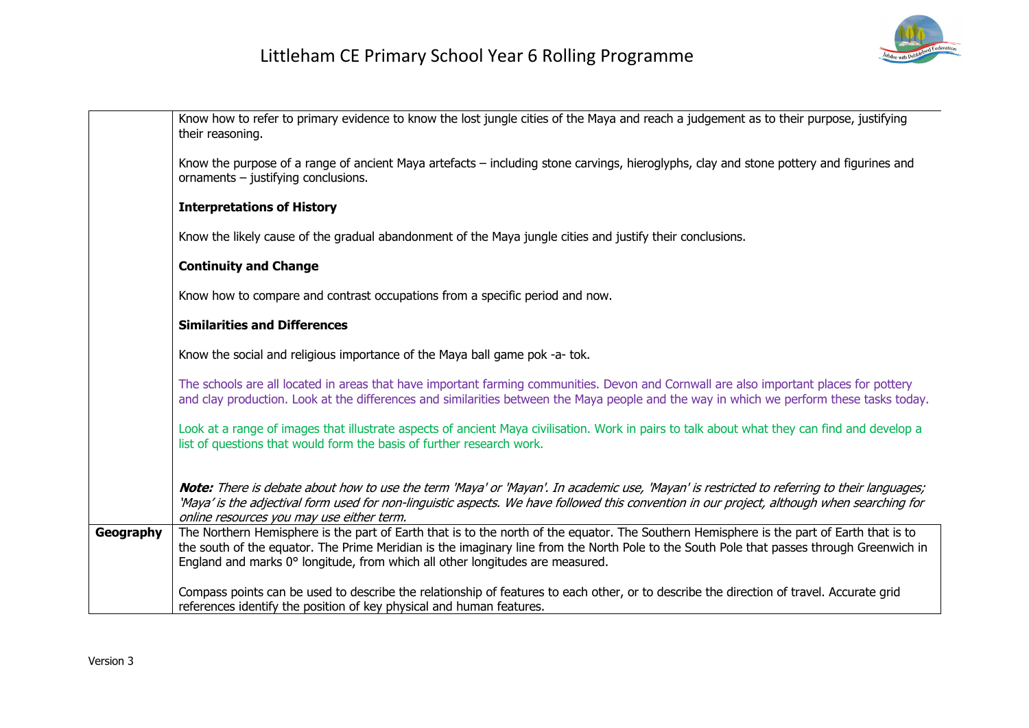| | |
|---|---|
| | Know how to refer to primary evidence to know the lost jungle cities of the Maya and reach a judgement as to their purpose, justifying their reasoning.<br><br>Know the purpose of a range of ancient Maya artefacts – including stone carvings, hieroglyphs, clay and stone pottery and figurines and ornaments – justifying conclusions.<br><br>**Interpretations of History**<br><br>Know the likely cause of the gradual abandonment of the Maya jungle cities and justify their conclusions.<br><br>**Continuity and Change**<br><br>Know how to compare and contrast occupations from a specific period and now.<br><br>**Similarities and Differences**<br><br>Know the social and religious importance of the Maya ball game pok -a- tok.<br><br>The schools are all located in areas that have important farming communities. Devon and Cornwall are also important places for pottery and clay production. Look at the differences and similarities between the Maya people and the way in which we perform these tasks today.<br><br>Look at a range of images that illustrate aspects of ancient Maya civilisation. Work in pairs to talk about what they can find and develop a list of questions that would form the basis of further research work.<br><br>***Note:*** *There is debate about how to use the term 'Maya' or 'Mayan'. In academic use, 'Mayan' is restricted to referring to their languages; 'Maya' is the adjectival form used for non-linguistic aspects. We have followed this convention in our project, although when searching for online resources you may use either term.* |
| **Geography** | The Northern Hemisphere is the part of Earth that is to the north of the equator. The Southern Hemisphere is the part of Earth that is to the south of the equator. The Prime Meridian is the imaginary line from the North Pole to the South Pole that passes through Greenwich in England and marks 0° longitude, from which all other longitudes are measured.<br><br>Compass points can be used to describe the relationship of features to each other, or to describe the direction of travel. Accurate grid references identify the position of key physical and human features. |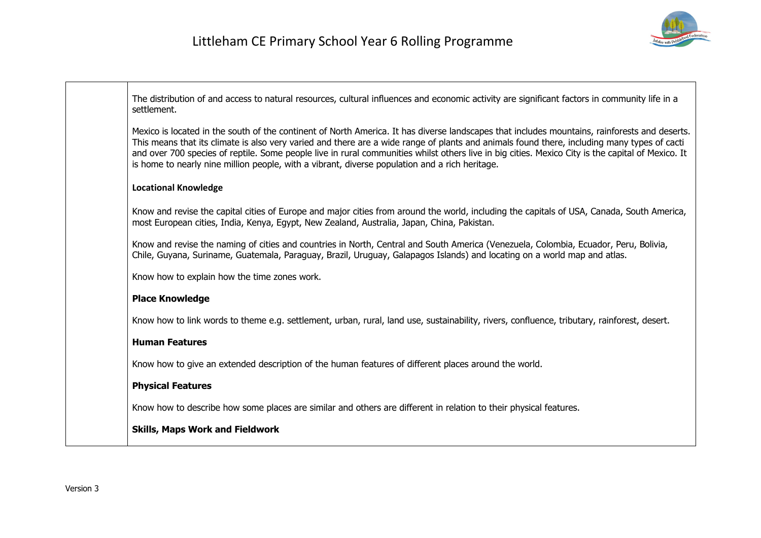| | |
|---|---|
| | The distribution of and access to natural resources, cultural influences and economic activity are significant factors in community life in a settlement.<br><br>Mexico is located in the south of the continent of North America. It has diverse landscapes that includes mountains, rainforests and deserts. This means that its climate is also very varied and there are a wide range of plants and animals found there, including many types of cacti and over 700 species of reptile. Some people live in rural communities whilst others live in big cities. Mexico City is the capital of Mexico. It is home to nearly nine million people, with a vibrant, diverse population and a rich heritage.<br><br>**Locational Knowledge**<br><br>Know and revise the capital cities of Europe and major cities from around the world, including the capitals of USA, Canada, South America, most European cities, India, Kenya, Egypt, New Zealand, Australia, Japan, China, Pakistan.<br><br>Know and revise the naming of cities and countries in North, Central and South America (Venezuela, Colombia, Ecuador, Peru, Bolivia, Chile, Guyana, Suriname, Guatemala, Paraguay, Brazil, Uruguay, Galapagos Islands) and locating on a world map and atlas.<br><br>Know how to explain how the time zones work.<br><br>**Place Knowledge**<br><br>Know how to link words to theme e.g. settlement, urban, rural, land use, sustainability, rivers, confluence, tributary, rainforest, desert.<br><br>**Human Features**<br><br>Know how to give an extended description of the human features of different places around the world.<br><br>**Physical Features**<br><br>Know how to describe how some places are similar and others are different in relation to their physical features.<br><br>**Skills, Maps Work and Fieldwork** |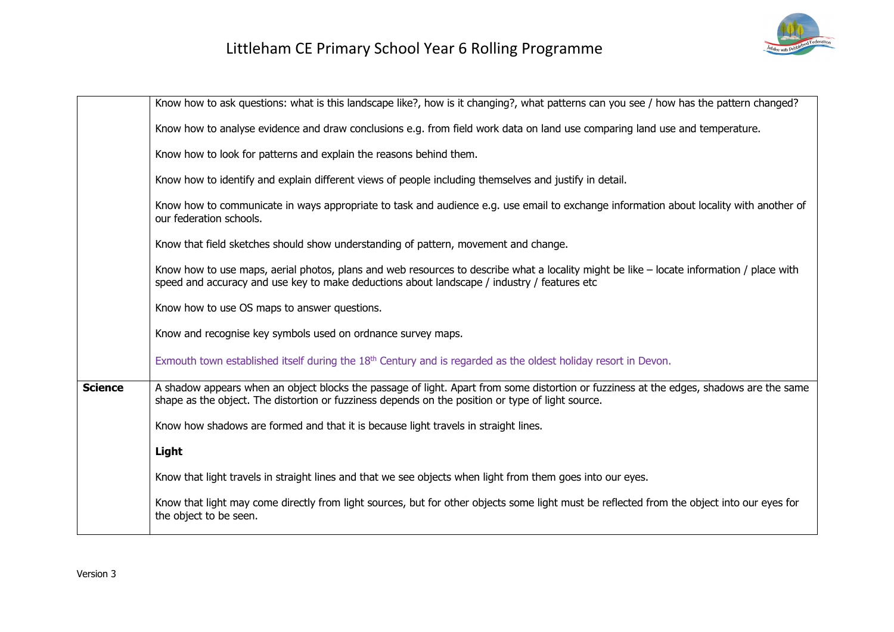| | |
|---|---|
| | Know how to ask questions: what is this landscape like?, how is it changing?, what patterns can you see / how has the pattern changed?<br><br>Know how to analyse evidence and draw conclusions e.g. from field work data on land use comparing land use and temperature.<br><br>Know how to look for patterns and explain the reasons behind them.<br><br>Know how to identify and explain different views of people including themselves and justify in detail.<br><br>Know how to communicate in ways appropriate to task and audience e.g. use email to exchange information about locality with another of our federation schools.<br><br>Know that field sketches should show understanding of pattern, movement and change.<br><br>Know how to use maps, aerial photos, plans and web resources to describe what a locality might be like – locate information / place with speed and accuracy and use key to make deductions about landscape / industry / features etc<br><br>Know how to use OS maps to answer questions.<br><br>Know and recognise key symbols used on ordnance survey maps.<br><br>Exmouth town established itself during the 18th Century and is regarded as the oldest holiday resort in Devon. |
| **Science** | A shadow appears when an object blocks the passage of light. Apart from some distortion or fuzziness at the edges, shadows are the same shape as the object. The distortion or fuzziness depends on the position or type of light source.<br><br>Know how shadows are formed and that it is because light travels in straight lines.<br><br>**Light**<br><br>Know that light travels in straight lines and that we see objects when light from them goes into our eyes.<br><br>Know that light may come directly from light sources, but for other objects some light must be reflected from the object into our eyes for the object to be seen. |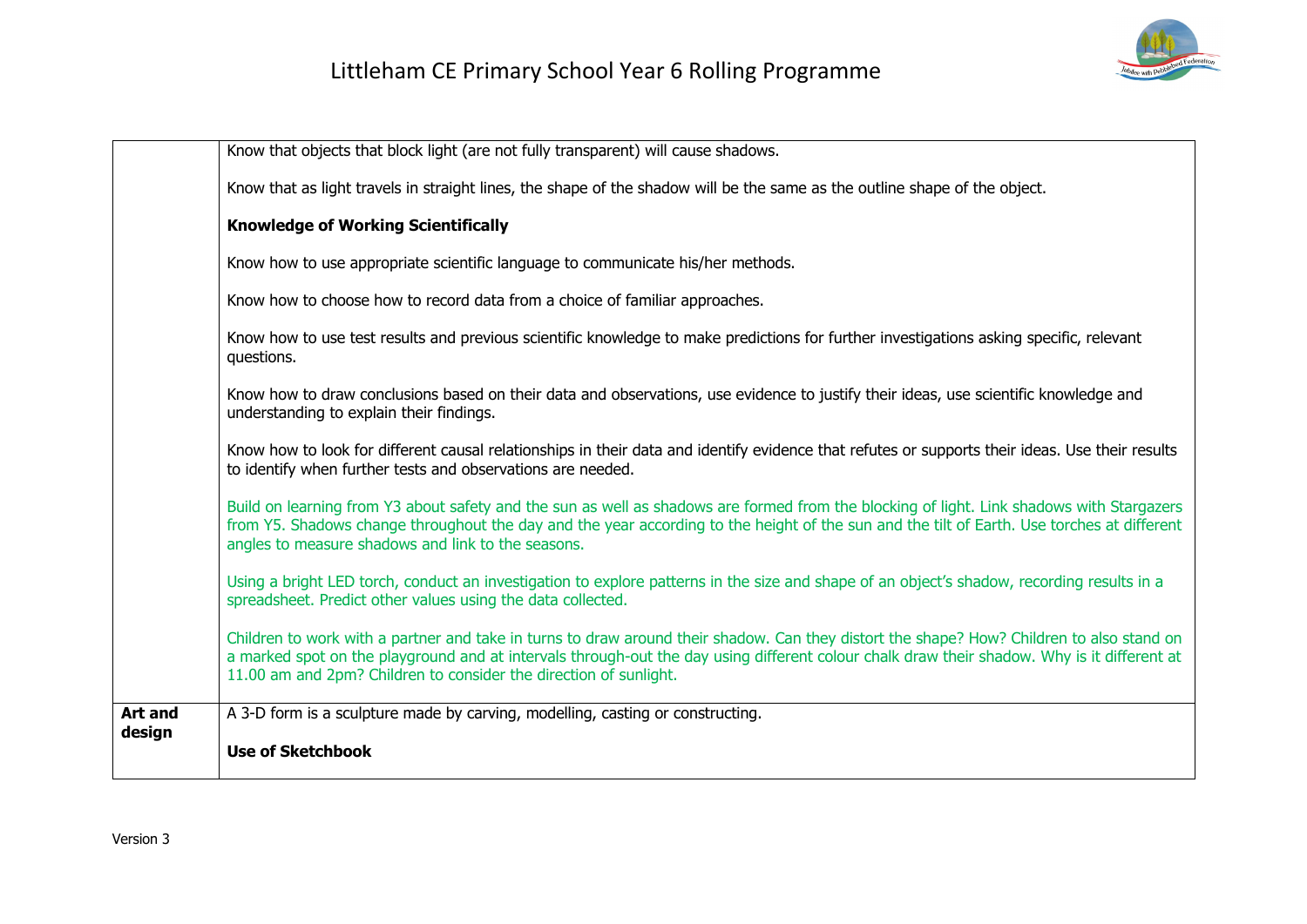| | |
|---|---|
| | Know that objects that block light (are not fully transparent) will cause shadows.<br><br>Know that as light travels in straight lines, the shape of the shadow will be the same as the outline shape of the object.<br><br>**Knowledge of Working Scientifically**<br><br>Know how to use appropriate scientific language to communicate his/her methods.<br><br>Know how to choose how to record data from a choice of familiar approaches.<br><br>Know how to use test results and previous scientific knowledge to make predictions for further investigations asking specific, relevant questions.<br><br>Know how to draw conclusions based on their data and observations, use evidence to justify their ideas, use scientific knowledge and understanding to explain their findings.<br><br>Know how to look for different causal relationships in their data and identify evidence that refutes or supports their ideas. Use their results to identify when further tests and observations are needed.<br><br>Build on learning from Y3 about safety and the sun as well as shadows are formed from the blocking of light. Link shadows with Stargazers from Y5. Shadows change throughout the day and the year according to the height of the sun and the tilt of Earth. Use torches at different angles to measure shadows and link to the seasons.<br><br>Using a bright LED torch, conduct an investigation to explore patterns in the size and shape of an object's shadow, recording results in a spreadsheet. Predict other values using the data collected.<br><br>Children to work with a partner and take in turns to draw around their shadow. Can they distort the shape? How? Children to also stand on a marked spot on the playground and at intervals through-out the day using different colour chalk draw their shadow. Why is it different at 11.00 am and 2pm? Children to consider the direction of sunlight. |
| **Art and design** | A 3-D form is a sculpture made by carving, modelling, casting or constructing.<br><br>**Use of Sketchbook** |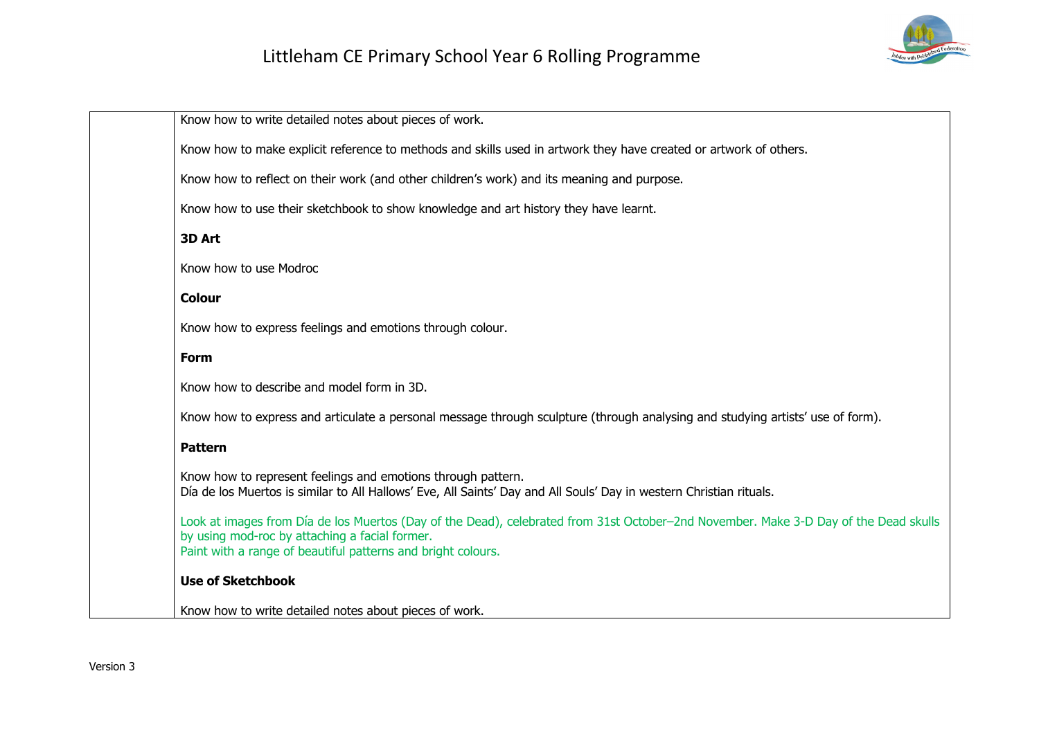| | |
|---|---|
| | Know how to write detailed notes about pieces of work.<br><br>Know how to make explicit reference to methods and skills used in artwork they have created or artwork of others.<br><br>Know how to reflect on their work (and other children's work) and its meaning and purpose.<br><br>Know how to use their sketchbook to show knowledge and art history they have learnt.<br><br>**3D Art**<br><br>Know how to use Modroc<br><br>**Colour**<br><br>Know how to express feelings and emotions through colour.<br><br>**Form**<br><br>Know how to describe and model form in 3D.<br><br>Know how to express and articulate a personal message through sculpture (through analysing and studying artists' use of form).<br><br>**Pattern**<br><br>Know how to represent feelings and emotions through pattern.<br>Día de los Muertos is similar to All Hallows' Eve, All Saints' Day and All Souls' Day in western Christian rituals.<br><br>Look at images from Día de los Muertos (Day of the Dead), celebrated from 31st October–2nd November. Make 3-D Day of the Dead skulls by using mod-roc by attaching a facial former.<br>Paint with a range of beautiful patterns and bright colours.<br><br>**Use of Sketchbook**<br><br>Know how to write detailed notes about pieces of work. |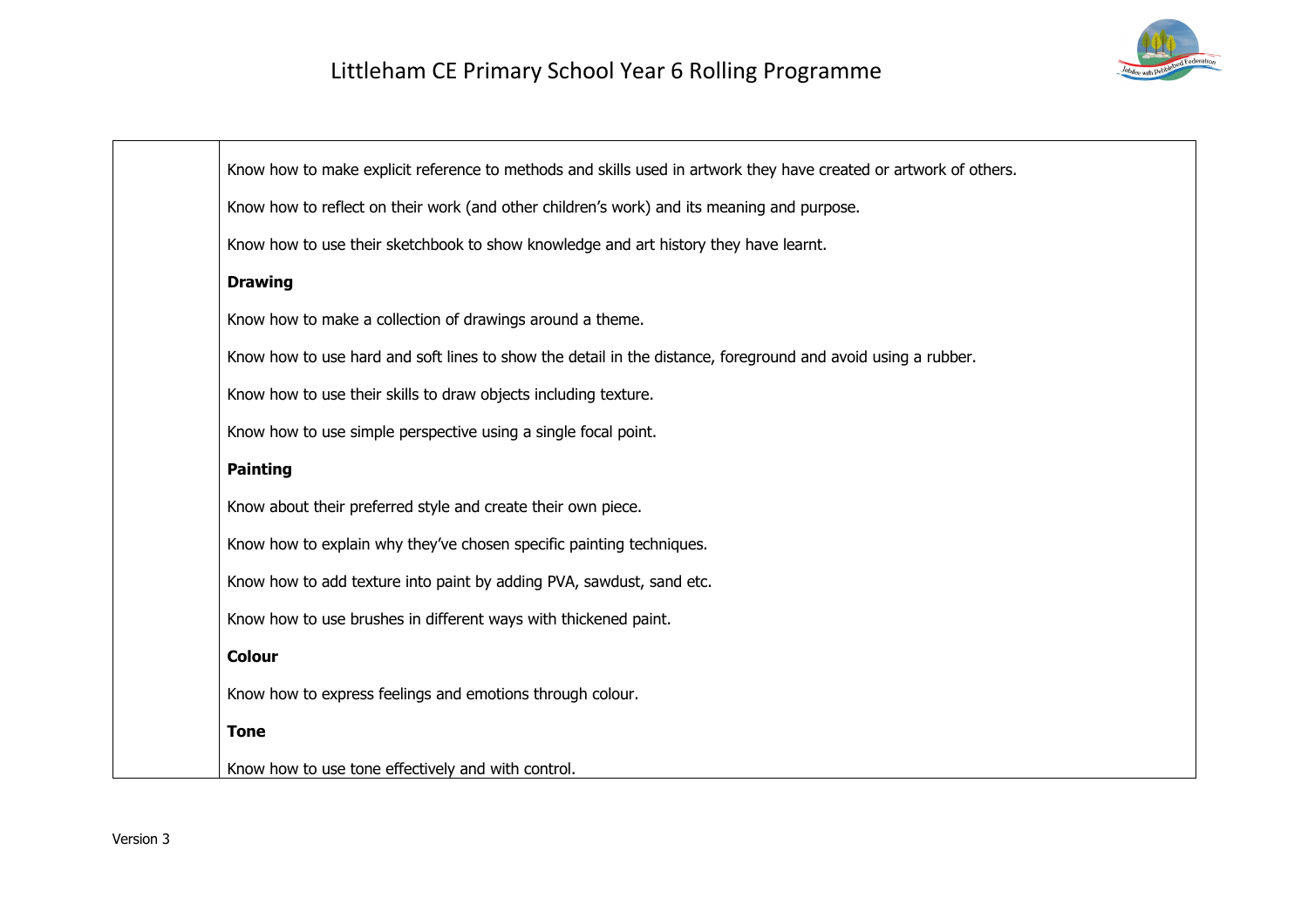| | |
|---|---|
| | Know how to make explicit reference to methods and skills used in artwork they have created or artwork of others.<br><br>Know how to reflect on their work (and other children's work) and its meaning and purpose.<br><br>Know how to use their sketchbook to show knowledge and art history they have learnt.<br><br>**Drawing**<br><br>Know how to make a collection of drawings around a theme.<br><br>Know how to use hard and soft lines to show the detail in the distance, foreground and avoid using a rubber.<br><br>Know how to use their skills to draw objects including texture.<br><br>Know how to use simple perspective using a single focal point.<br><br>**Painting**<br><br>Know about their preferred style and create their own piece.<br><br>Know how to explain why they've chosen specific painting techniques.<br><br>Know how to add texture into paint by adding PVA, sawdust, sand etc.<br><br>Know how to use brushes in different ways with thickened paint.<br><br>**Colour**<br><br>Know how to express feelings and emotions through colour.<br><br>**Tone**<br><br>Know how to use tone effectively and with control. |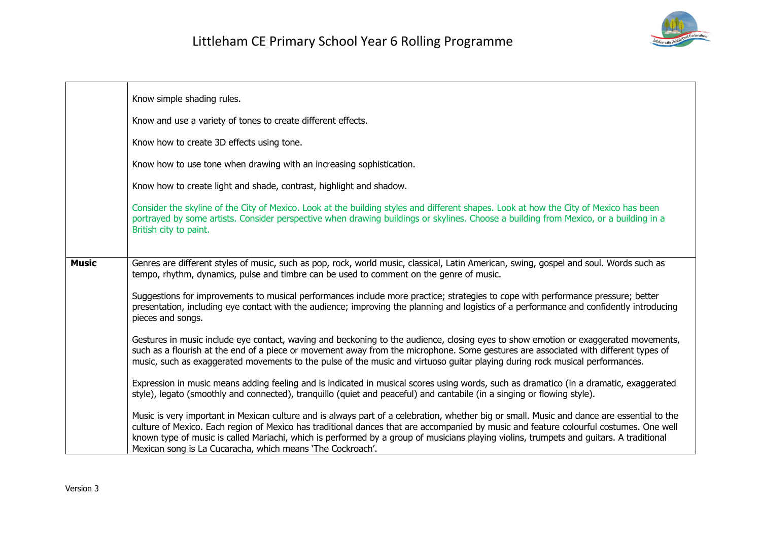| | |
|---|---|
| | Know simple shading rules.<br><br>Know and use a variety of tones to create different effects.<br><br>Know how to create 3D effects using tone.<br><br>Know how to use tone when drawing with an increasing sophistication.<br><br>Know how to create light and shade, contrast, highlight and shadow.<br><br>Consider the skyline of the City of Mexico. Look at the building styles and different shapes. Look at how the City of Mexico has been portrayed by some artists. Consider perspective when drawing buildings or skylines. Choose a building from Mexico, or a building in a British city to paint. |
| **Music** | Genres are different styles of music, such as pop, rock, world music, classical, Latin American, swing, gospel and soul. Words such as tempo, rhythm, dynamics, pulse and timbre can be used to comment on the genre of music.<br><br>Suggestions for improvements to musical performances include more practice; strategies to cope with performance pressure; better presentation, including eye contact with the audience; improving the planning and logistics of a performance and confidently introducing pieces and songs.<br><br>Gestures in music include eye contact, waving and beckoning to the audience, closing eyes to show emotion or exaggerated movements, such as a flourish at the end of a piece or movement away from the microphone. Some gestures are associated with different types of music, such as exaggerated movements to the pulse of the music and virtuoso guitar playing during rock musical performances.<br><br>Expression in music means adding feeling and is indicated in musical scores using words, such as dramatico (in a dramatic, exaggerated style), legato (smoothly and connected), tranquillo (quiet and peaceful) and cantabile (in a singing or flowing style).<br><br>Music is very important in Mexican culture and is always part of a celebration, whether big or small. Music and dance are essential to the culture of Mexico. Each region of Mexico has traditional dances that are accompanied by music and feature colourful costumes. One well known type of music is called Mariachi, which is performed by a group of musicians playing violins, trumpets and guitars. A traditional Mexican song is La Cucaracha, which means 'The Cockroach'. |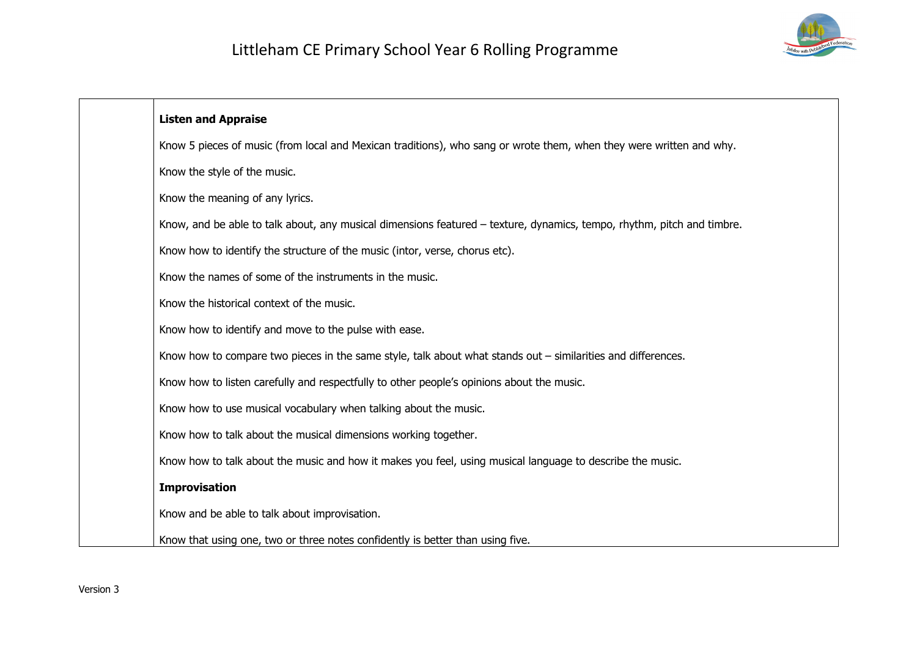| | |
|---|---|
| | **Listen and Appraise**<br><br>Know 5 pieces of music (from local and Mexican traditions), who sang or wrote them, when they were written and why.<br><br>Know the style of the music.<br><br>Know the meaning of any lyrics.<br><br>Know, and be able to talk about, any musical dimensions featured – texture, dynamics, tempo, rhythm, pitch and timbre.<br><br>Know how to identify the structure of the music (intor, verse, chorus etc).<br><br>Know the names of some of the instruments in the music.<br><br>Know the historical context of the music.<br><br>Know how to identify and move to the pulse with ease.<br><br>Know how to compare two pieces in the same style, talk about what stands out – similarities and differences.<br><br>Know how to listen carefully and respectfully to other people's opinions about the music.<br><br>Know how to use musical vocabulary when talking about the music.<br><br>Know how to talk about the musical dimensions working together.<br><br>Know how to talk about the music and how it makes you feel, using musical language to describe the music.<br><br>**Improvisation**<br><br>Know and be able to talk about improvisation.<br><br>Know that using one, two or three notes confidently is better than using five. |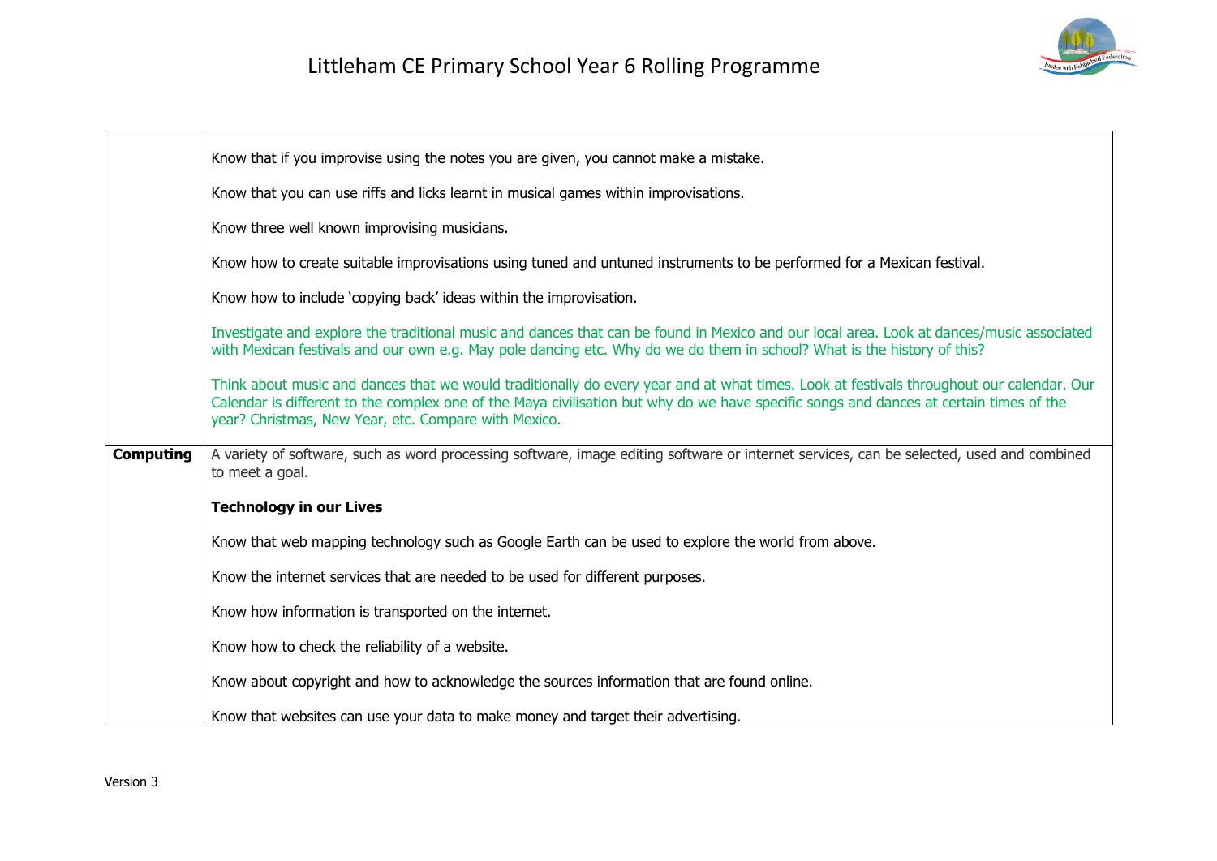| | |
|---|---|
| | Know that if you improvise using the notes you are given, you cannot make a mistake.<br><br>Know that you can use riffs and licks learnt in musical games within improvisations.<br><br>Know three well known improvising musicians.<br><br>Know how to create suitable improvisations using tuned and untuned instruments to be performed for a Mexican festival.<br><br>Know how to include 'copying back' ideas within the improvisation.<br><br>Investigate and explore the traditional music and dances that can be found in Mexico and our local area. Look at dances/music associated with Mexican festivals and our own e.g. May pole dancing etc. Why do we do them in school? What is the history of this?<br><br>Think about music and dances that we would traditionally do every year and at what times. Look at festivals throughout our calendar. Our Calendar is different to the complex one of the Maya civilisation but why do we have specific songs and dances at certain times of the year? Christmas, New Year, etc. Compare with Mexico. |
| **Computing** | A variety of software, such as word processing software, image editing software or internet services, can be selected, used and combined to meet a goal.<br><br>**Technology in our Lives**<br><br>Know that web mapping technology such as Google Earth can be used to explore the world from above.<br><br>Know the internet services that are needed to be used for different purposes.<br><br>Know how information is transported on the internet.<br><br>Know how to check the reliability of a website.<br><br>Know about copyright and how to acknowledge the sources information that are found online.<br><br>Know that websites can use your data to make money and target their advertising. |

Version 3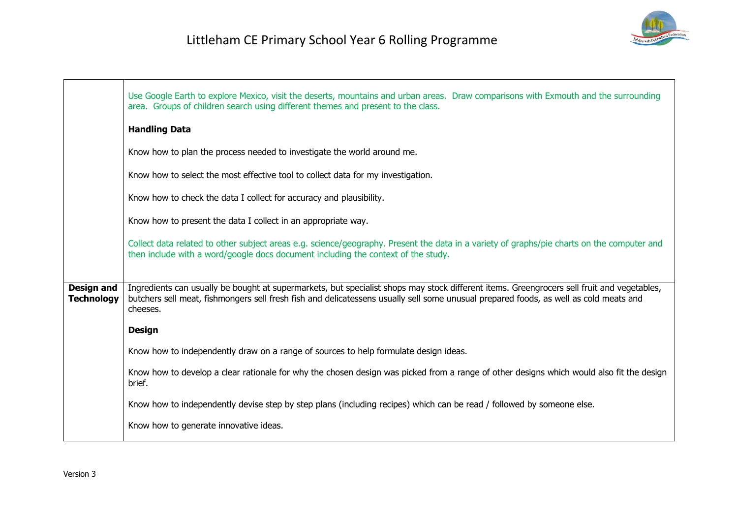| | |
|---|---|
| | Use Google Earth to explore Mexico, visit the deserts, mountains and urban areas. Draw comparisons with Exmouth and the surrounding area. Groups of children search using different themes and present to the class.<br><br>**Handling Data**<br><br>Know how to plan the process needed to investigate the world around me.<br><br>Know how to select the most effective tool to collect data for my investigation.<br><br>Know how to check the data I collect for accuracy and plausibility.<br><br>Know how to present the data I collect in an appropriate way.<br><br>Collect data related to other subject areas e.g. science/geography. Present the data in a variety of graphs/pie charts on the computer and then include with a word/google docs document including the context of the study. |
| **Design and Technology** | Ingredients can usually be bought at supermarkets, but specialist shops may stock different items. Greengrocers sell fruit and vegetables, butchers sell meat, fishmongers sell fresh fish and delicatessens usually sell some unusual prepared foods, as well as cold meats and cheeses.<br><br>**Design**<br><br>Know how to independently draw on a range of sources to help formulate design ideas.<br><br>Know how to develop a clear rationale for why the chosen design was picked from a range of other designs which would also fit the design brief.<br><br>Know how to independently devise step by step plans (including recipes) which can be read / followed by someone else.<br><br>Know how to generate innovative ideas. |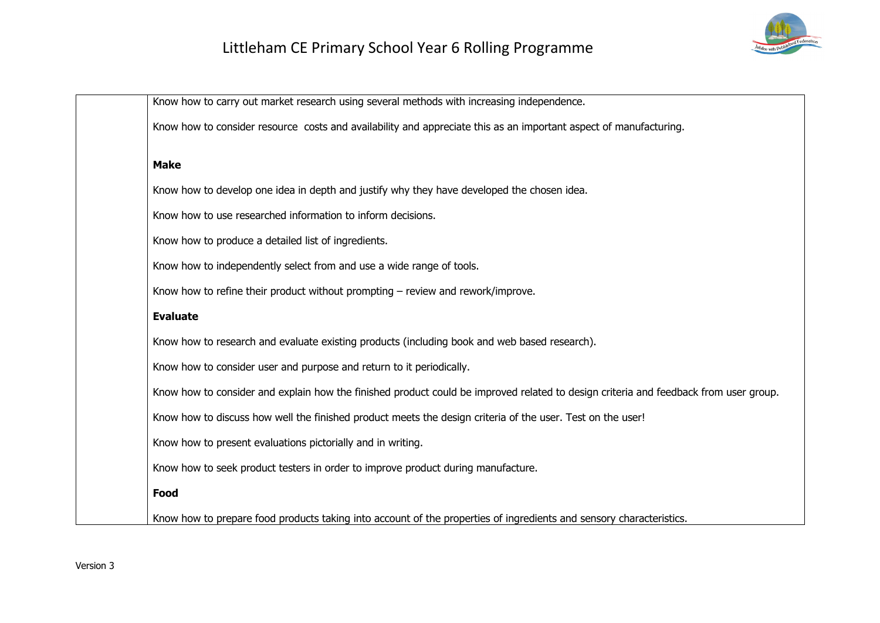| | |
|---|---|
| | Know how to carry out market research using several methods with increasing independence.<br><br>Know how to consider resource  costs and availability and appreciate this as an important aspect of manufacturing.<br><br>**Make**<br><br>Know how to develop one idea in depth and justify why they have developed the chosen idea.<br><br>Know how to use researched information to inform decisions.<br><br>Know how to produce a detailed list of ingredients.<br><br>Know how to independently select from and use a wide range of tools.<br><br>Know how to refine their product without prompting – review and rework/improve.<br><br>**Evaluate**<br><br>Know how to research and evaluate existing products (including book and web based research).<br><br>Know how to consider user and purpose and return to it periodically.<br><br>Know how to consider and explain how the finished product could be improved related to design criteria and feedback from user group.<br><br>Know how to discuss how well the finished product meets the design criteria of the user. Test on the user!<br><br>Know how to present evaluations pictorially and in writing.<br><br>Know how to seek product testers in order to improve product during manufacture.<br><br>**Food**<br><br>Know how to prepare food products taking into account of the properties of ingredients and sensory characteristics. |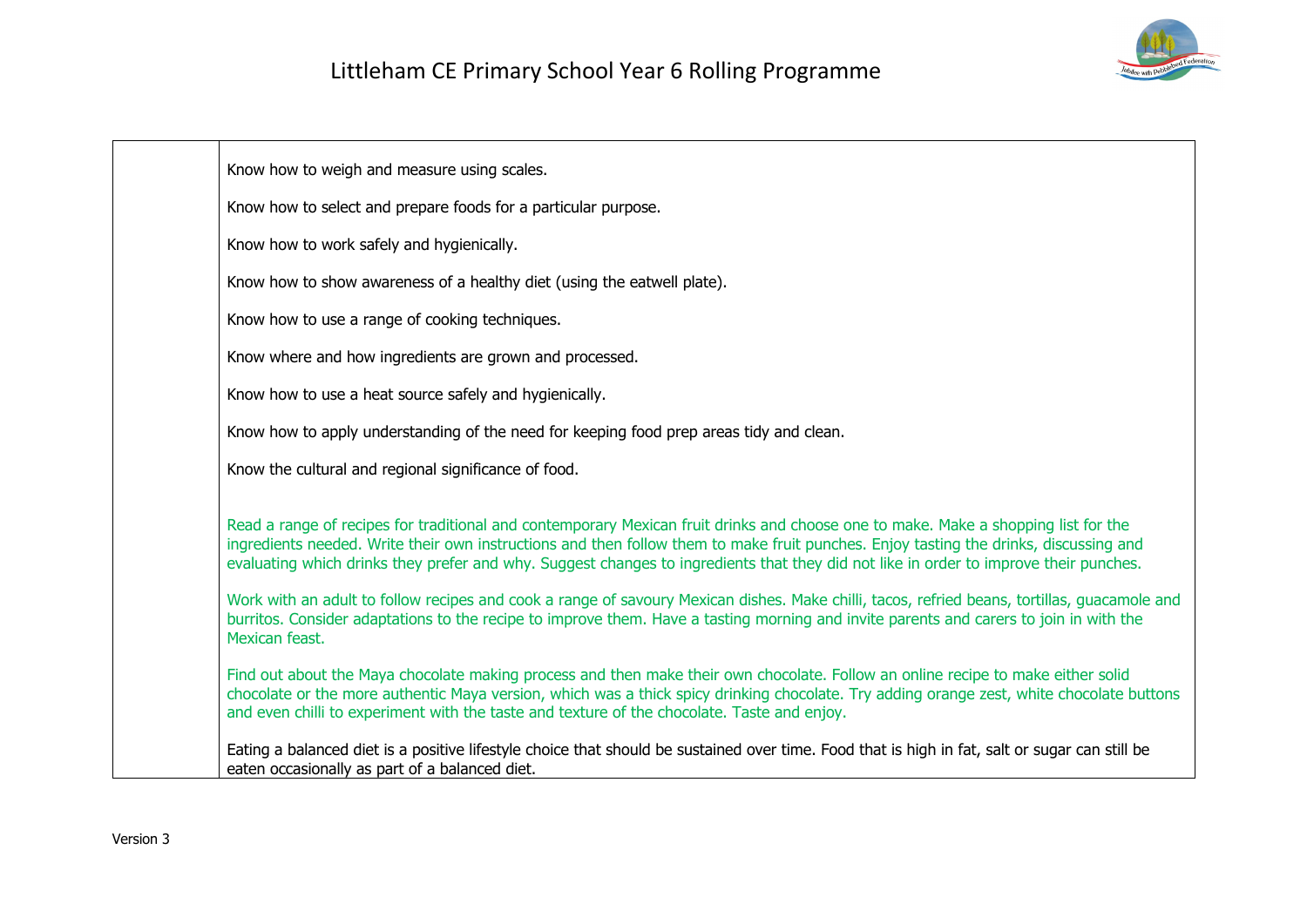| | |
|---|---|
| | Know how to weigh and measure using scales.<br><br>Know how to select and prepare foods for a particular purpose.<br><br>Know how to work safely and hygienically.<br><br>Know how to show awareness of a healthy diet (using the eatwell plate).<br><br>Know how to use a range of cooking techniques.<br><br>Know where and how ingredients are grown and processed.<br><br>Know how to use a heat source safely and hygienically.<br><br>Know how to apply understanding of the need for keeping food prep areas tidy and clean.<br><br>Know the cultural and regional significance of food.<br><br>Read a range of recipes for traditional and contemporary Mexican fruit drinks and choose one to make. Make a shopping list for the ingredients needed. Write their own instructions and then follow them to make fruit punches. Enjoy tasting the drinks, discussing and evaluating which drinks they prefer and why. Suggest changes to ingredients that they did not like in order to improve their punches.<br><br>Work with an adult to follow recipes and cook a range of savoury Mexican dishes. Make chilli, tacos, refried beans, tortillas, guacamole and burritos. Consider adaptations to the recipe to improve them. Have a tasting morning and invite parents and carers to join in with the Mexican feast.<br><br>Find out about the Maya chocolate making process and then make their own chocolate. Follow an online recipe to make either solid chocolate or the more authentic Maya version, which was a thick spicy drinking chocolate. Try adding orange zest, white chocolate buttons and even chilli to experiment with the taste and texture of the chocolate. Taste and enjoy.<br><br>Eating a balanced diet is a positive lifestyle choice that should be sustained over time. Food that is high in fat, salt or sugar can still be eaten occasionally as part of a balanced diet. |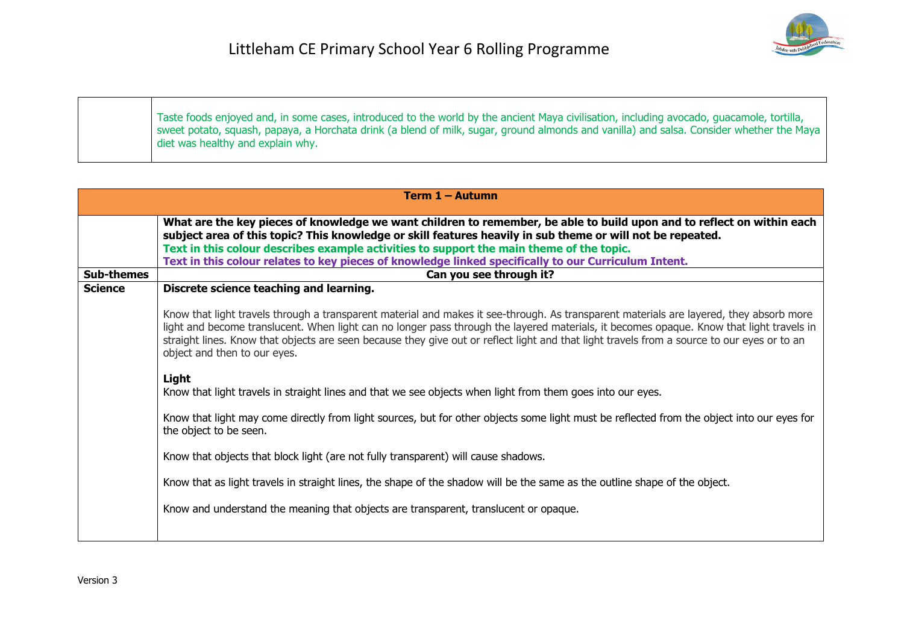| | |
|---|---|
| | Taste foods enjoyed and, in some cases, introduced to the world by the ancient Maya civilisation, including avocado, guacamole, tortilla, sweet potato, squash, papaya, a Horchata drink (a blend of milk, sugar, ground almonds and vanilla) and salsa. Consider whether the Maya diet was healthy and explain why. |

| Term 1 – Autumn | |
|---|---|
| | **What are the key pieces of knowledge we want children to remember, be able to build upon and to reflect on within each subject area of this topic? This knowledge or skill features heavily in sub theme or will not be repeated.** **Text in this colour describes example activities to support the main theme of the topic.** **Text in this colour relates to key pieces of knowledge linked specifically to our Curriculum Intent.** |
| **Sub-themes** | **Can you see through it?** |
| **Science** | **Discrete science teaching and learning.** <br><br> Know that light travels through a transparent material and makes it see-through. As transparent materials are layered, they absorb more light and become translucent. When light can no longer pass through the layered materials, it becomes opaque. Know that light travels in straight lines. Know that objects are seen because they give out or reflect light and that light travels from a source to our eyes or to an object and then to our eyes. <br><br> **Light** <br> Know that light travels in straight lines and that we see objects when light from them goes into our eyes. <br><br> Know that light may come directly from light sources, but for other objects some light must be reflected from the object into our eyes for the object to be seen. <br><br> Know that objects that block light (are not fully transparent) will cause shadows. <br><br> Know that as light travels in straight lines, the shape of the shadow will be the same as the outline shape of the object. <br><br> Know and understand the meaning that objects are transparent, translucent or opaque. |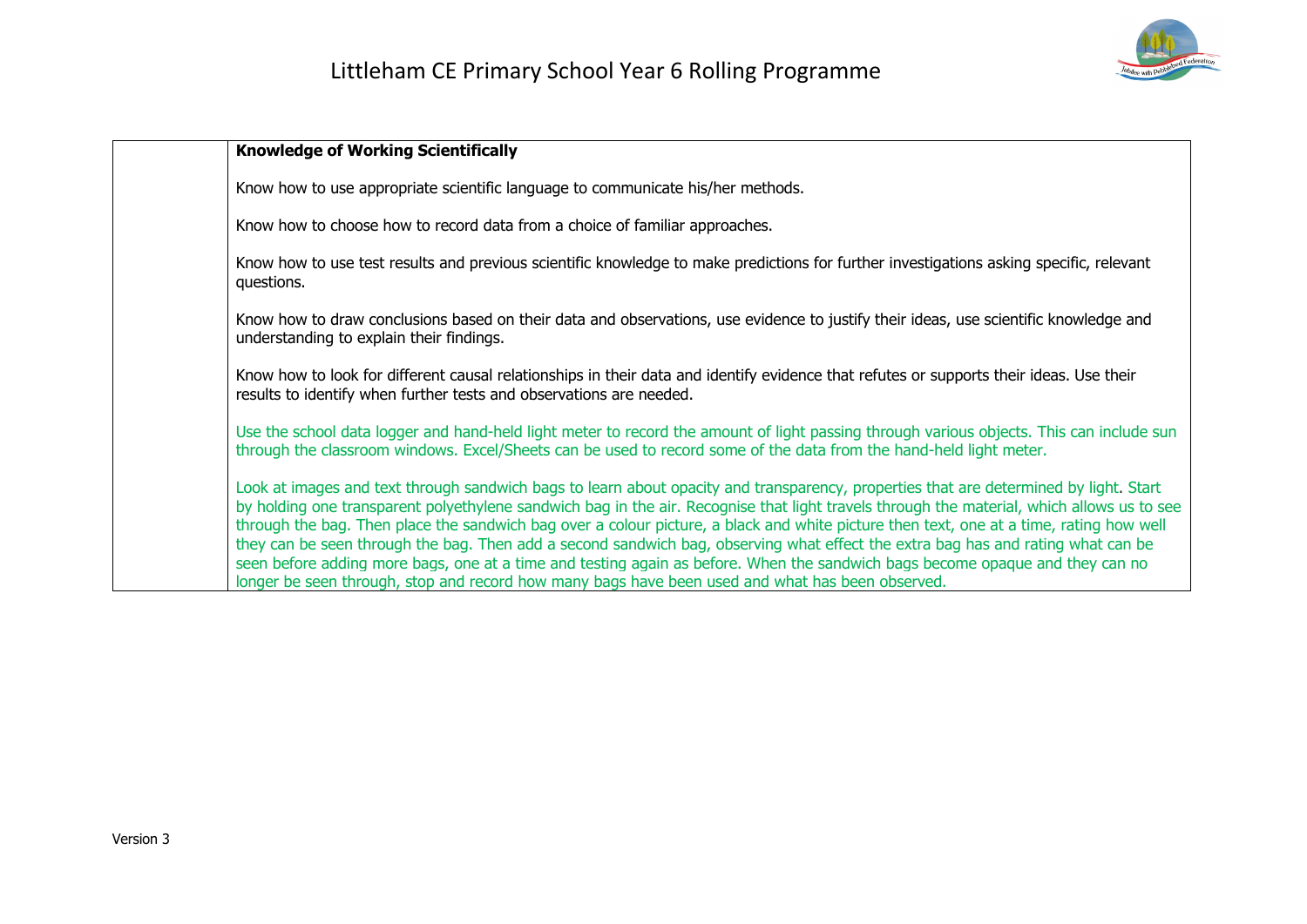| | **Knowledge of Working Scientifically**<br><br>Know how to use appropriate scientific language to communicate his/her methods.<br><br>Know how to choose how to record data from a choice of familiar approaches.<br><br>Know how to use test results and previous scientific knowledge to make predictions for further investigations asking specific, relevant questions.<br><br>Know how to draw conclusions based on their data and observations, use evidence to justify their ideas, use scientific knowledge and understanding to explain their findings.<br><br>Know how to look for different causal relationships in their data and identify evidence that refutes or supports their ideas. Use their results to identify when further tests and observations are needed.<br><br>Use the school data logger and hand-held light meter to record the amount of light passing through various objects. This can include sun through the classroom windows. Excel/Sheets can be used to record some of the data from the hand-held light meter.<br><br>Look at images and text through sandwich bags to learn about opacity and transparency, properties that are determined by light. Start by holding one transparent polyethylene sandwich bag in the air. Recognise that light travels through the material, which allows us to see through the bag. Then place the sandwich bag over a colour picture, a black and white picture then text, one at a time, rating how well they can be seen through the bag. Then add a second sandwich bag, observing what effect the extra bag has and rating what can be seen before adding more bags, one at a time and testing again as before. When the sandwich bags become opaque and they can no longer be seen through, stop and record how many bags have been used and what has been observed. |
|---|---|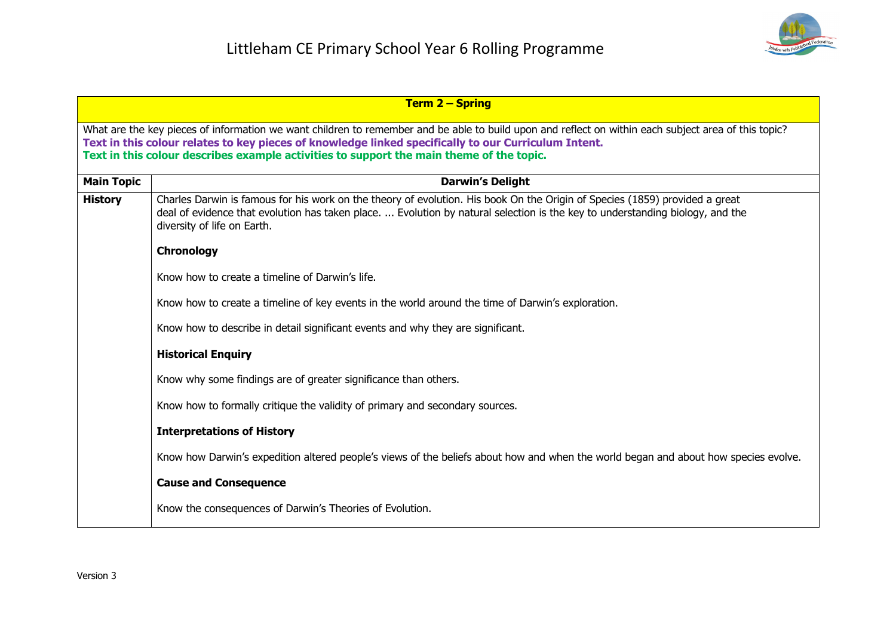# Littleham CE Primary School Year 6 Rolling Programme

| **Term 2 – Spring** | |
|---|---|
| What are the key pieces of information we want children to remember and be able to build upon and reflect on within each subject area of this topic? **Text in this colour relates to key pieces of knowledge linked specifically to our Curriculum Intent.** **Text in this colour describes example activities to support the main theme of the topic.** | |
| **Main Topic** | **Darwin's Delight** |
| **History** | Charles Darwin is famous for his work on the theory of evolution. His book On the Origin of Species (1859) provided a great deal of evidence that evolution has taken place. ... Evolution by natural selection is the key to understanding biology, and the diversity of life on Earth.<br><br>**Chronology**<br><br>Know how to create a timeline of Darwin's life.<br><br>Know how to create a timeline of key events in the world around the time of Darwin's exploration.<br><br>Know how to describe in detail significant events and why they are significant.<br><br>**Historical Enquiry**<br><br>Know why some findings are of greater significance than others.<br><br>Know how to formally critique the validity of primary and secondary sources.<br><br>**Interpretations of History**<br><br>Know how Darwin's expedition altered people's views of the beliefs about how and when the world began and about how species evolve.<br><br>**Cause and Consequence**<br><br>Know the consequences of Darwin's Theories of Evolution. |

Version 3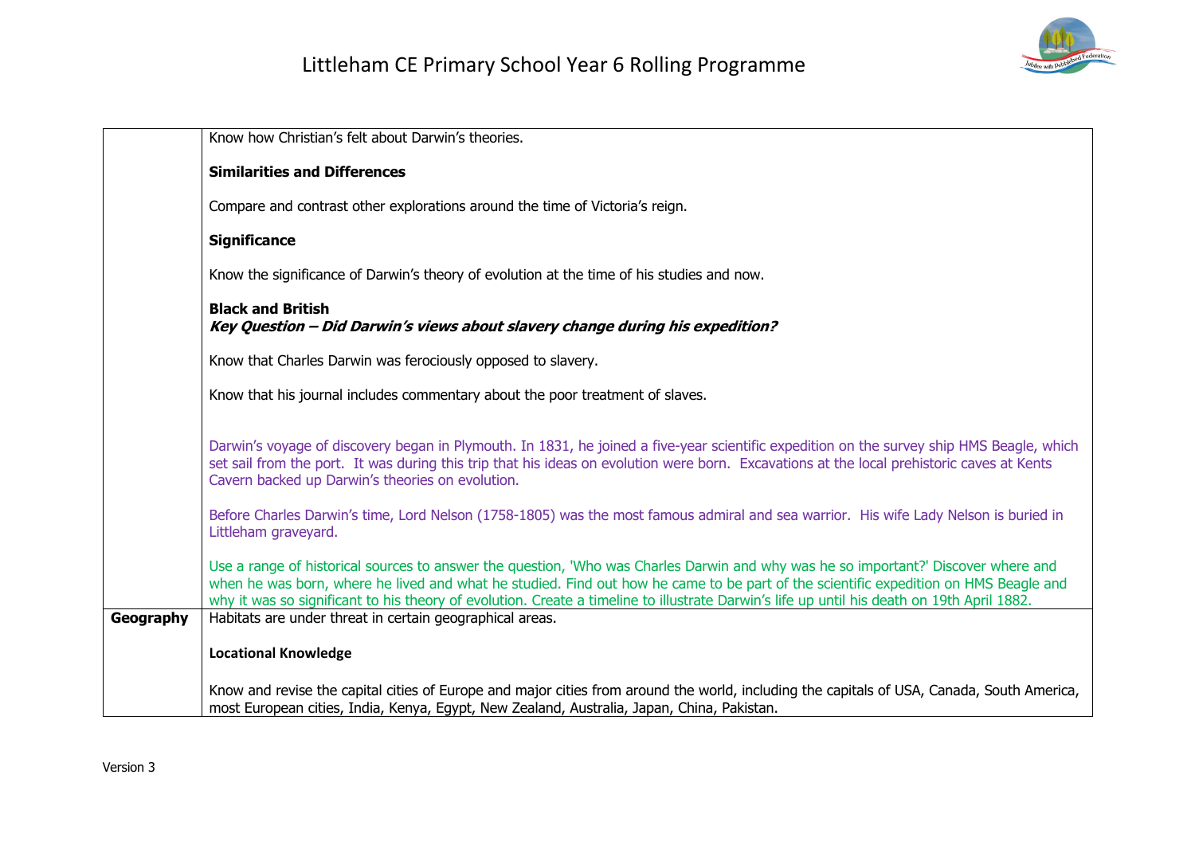| | |
|---|---|
| | Know how Christian's felt about Darwin's theories.<br><br>**Similarities and Differences**<br><br>Compare and contrast other explorations around the time of Victoria's reign.<br><br>**Significance**<br><br>Know the significance of Darwin's theory of evolution at the time of his studies and now.<br><br>**Black and British**<br>***Key Question – Did Darwin's views about slavery change during his expedition?***<br><br>Know that Charles Darwin was ferociously opposed to slavery.<br><br>Know that his journal includes commentary about the poor treatment of slaves.<br><br>Darwin's voyage of discovery began in Plymouth. In 1831, he joined a five-year scientific expedition on the survey ship HMS Beagle, which set sail from the port. It was during this trip that his ideas on evolution were born. Excavations at the local prehistoric caves at Kents Cavern backed up Darwin's theories on evolution.<br><br>Before Charles Darwin's time, Lord Nelson (1758-1805) was the most famous admiral and sea warrior. His wife Lady Nelson is buried in Littleham graveyard.<br><br>Use a range of historical sources to answer the question, 'Who was Charles Darwin and why was he so important?' Discover where and when he was born, where he lived and what he studied. Find out how he came to be part of the scientific expedition on HMS Beagle and why it was so significant to his theory of evolution. Create a timeline to illustrate Darwin's life up until his death on 19th April 1882. |
| **Geography** | Habitats are under threat in certain geographical areas.<br><br>**Locational Knowledge**<br><br>Know and revise the capital cities of Europe and major cities from around the world, including the capitals of USA, Canada, South America, most European cities, India, Kenya, Egypt, New Zealand, Australia, Japan, China, Pakistan. |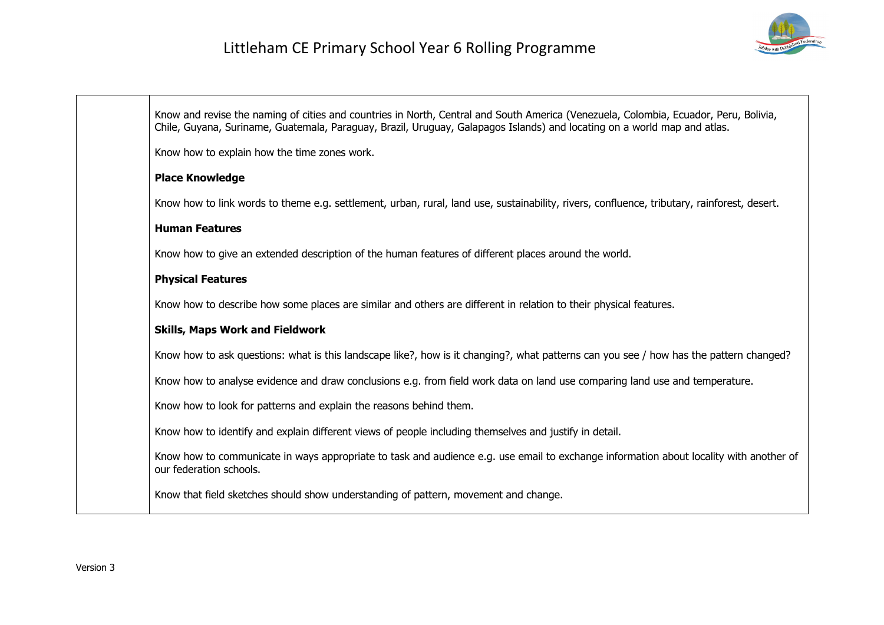| | |
|---|---|
| | Know and revise the naming of cities and countries in North, Central and South America (Venezuela, Colombia, Ecuador, Peru, Bolivia, Chile, Guyana, Suriname, Guatemala, Paraguay, Brazil, Uruguay, Galapagos Islands) and locating on a world map and atlas.<br><br>Know how to explain how the time zones work.<br><br>**Place Knowledge**<br><br>Know how to link words to theme e.g. settlement, urban, rural, land use, sustainability, rivers, confluence, tributary, rainforest, desert.<br><br>**Human Features**<br><br>Know how to give an extended description of the human features of different places around the world.<br><br>**Physical Features**<br><br>Know how to describe how some places are similar and others are different in relation to their physical features.<br><br>**Skills, Maps Work and Fieldwork**<br><br>Know how to ask questions: what is this landscape like?, how is it changing?, what patterns can you see / how has the pattern changed?<br><br>Know how to analyse evidence and draw conclusions e.g. from field work data on land use comparing land use and temperature.<br><br>Know how to look for patterns and explain the reasons behind them.<br><br>Know how to identify and explain different views of people including themselves and justify in detail.<br><br>Know how to communicate in ways appropriate to task and audience e.g. use email to exchange information about locality with another of our federation schools.<br><br>Know that field sketches should show understanding of pattern, movement and change. |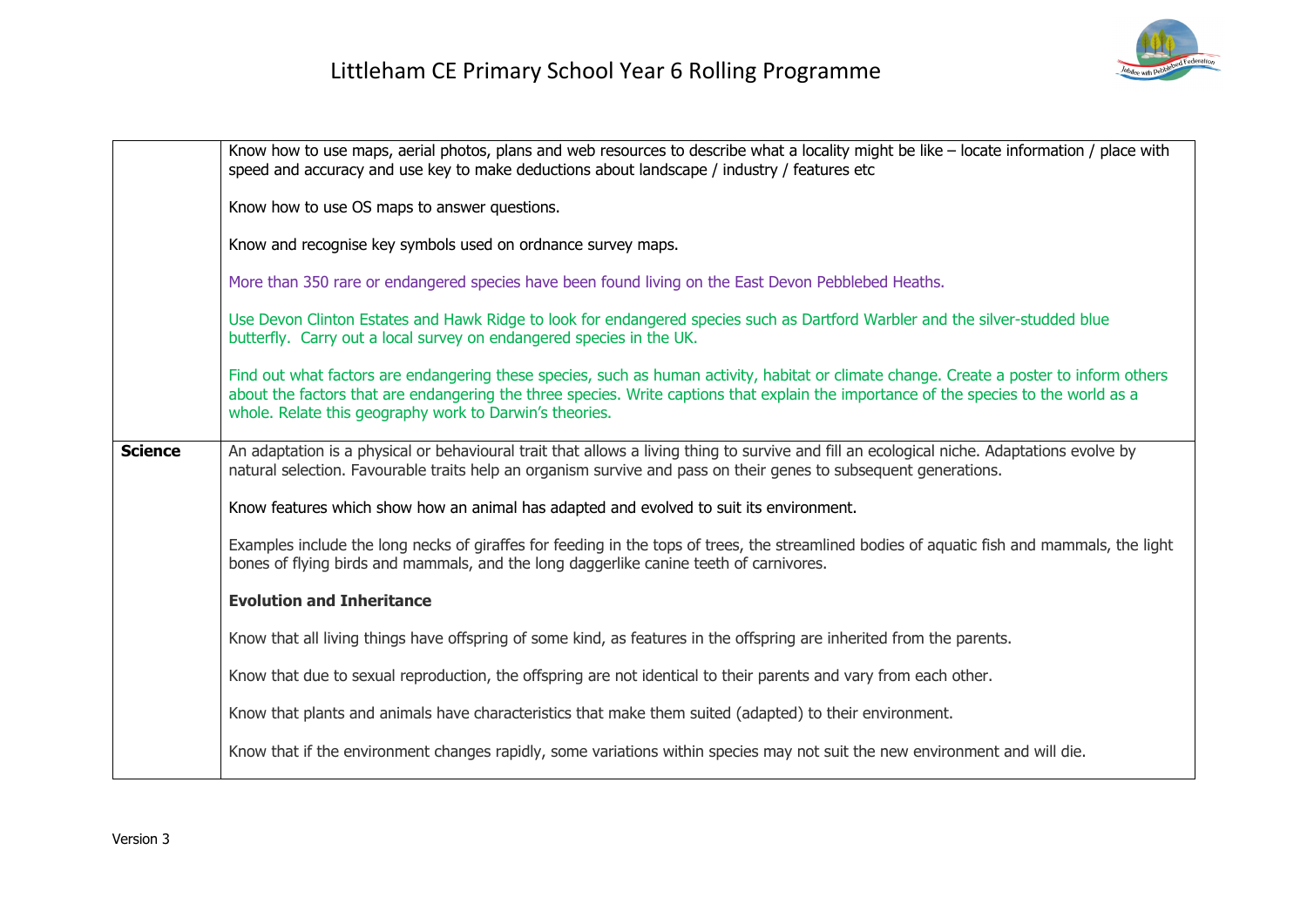| | |
|---|---|
| | Know how to use maps, aerial photos, plans and web resources to describe what a locality might be like – locate information / place with speed and accuracy and use key to make deductions about landscape / industry / features etc<br><br>Know how to use OS maps to answer questions.<br><br>Know and recognise key symbols used on ordnance survey maps.<br><br>More than 350 rare or endangered species have been found living on the East Devon Pebblebed Heaths.<br><br>Use Devon Clinton Estates and Hawk Ridge to look for endangered species such as Dartford Warbler and the silver-studded blue butterfly. Carry out a local survey on endangered species in the UK.<br><br>Find out what factors are endangering these species, such as human activity, habitat or climate change. Create a poster to inform others about the factors that are endangering the three species. Write captions that explain the importance of the species to the world as a whole. Relate this geography work to Darwin's theories. |
| **Science** | An adaptation is a physical or behavioural trait that allows a living thing to survive and fill an ecological niche. Adaptations evolve by natural selection. Favourable traits help an organism survive and pass on their genes to subsequent generations.<br><br>Know features which show how an animal has adapted and evolved to suit its environment.<br><br>Examples include the long necks of giraffes for feeding in the tops of trees, the streamlined bodies of aquatic fish and mammals, the light bones of flying birds and mammals, and the long daggerlike canine teeth of carnivores.<br><br>**Evolution and Inheritance**<br><br>Know that all living things have offspring of some kind, as features in the offspring are inherited from the parents.<br><br>Know that due to sexual reproduction, the offspring are not identical to their parents and vary from each other.<br><br>Know that plants and animals have characteristics that make them suited (adapted) to their environment.<br><br>Know that if the environment changes rapidly, some variations within species may not suit the new environment and will die. |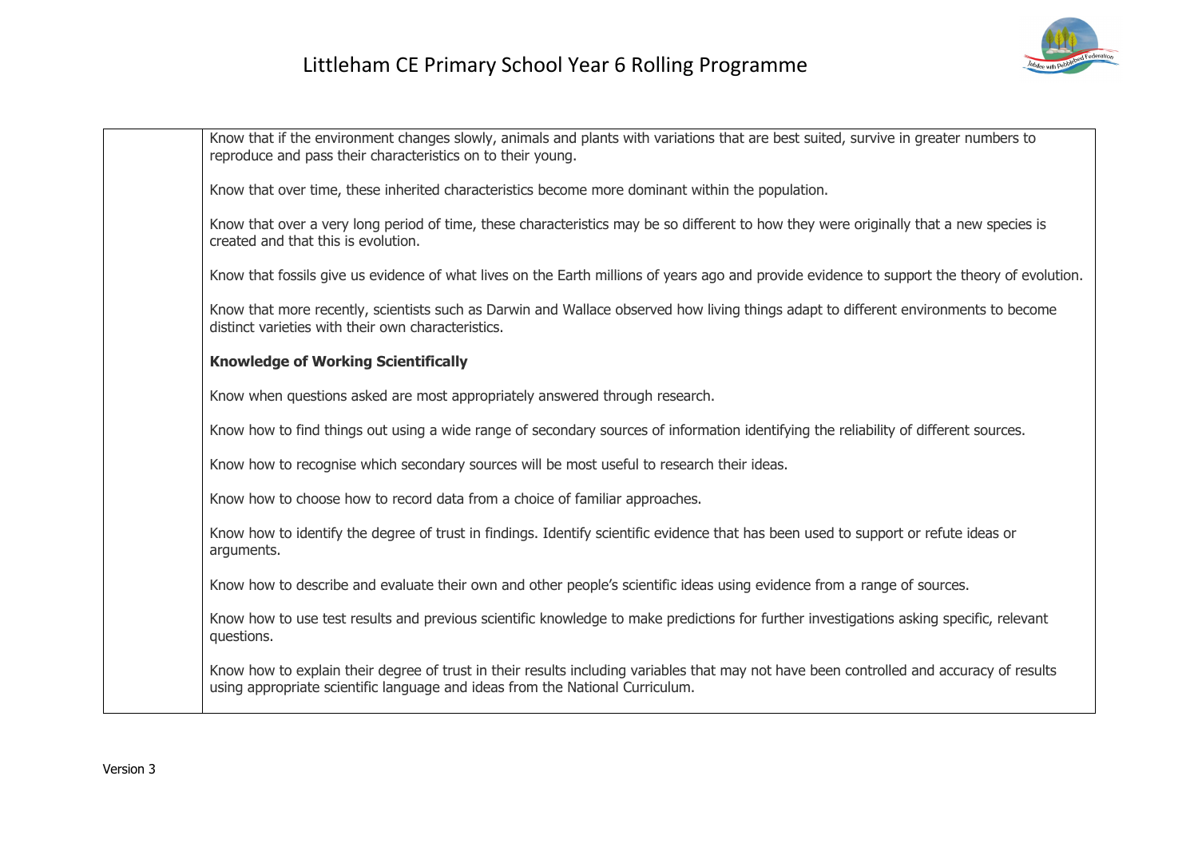| | |
|---|---|
| | Know that if the environment changes slowly, animals and plants with variations that are best suited, survive in greater numbers to reproduce and pass their characteristics on to their young.<br><br>Know that over time, these inherited characteristics become more dominant within the population.<br><br>Know that over a very long period of time, these characteristics may be so different to how they were originally that a new species is created and that this is evolution.<br><br>Know that fossils give us evidence of what lives on the Earth millions of years ago and provide evidence to support the theory of evolution.<br><br>Know that more recently, scientists such as Darwin and Wallace observed how living things adapt to different environments to become distinct varieties with their own characteristics.<br><br>**Knowledge of Working Scientifically**<br><br>Know when questions asked are most appropriately answered through research.<br><br>Know how to find things out using a wide range of secondary sources of information identifying the reliability of different sources.<br><br>Know how to recognise which secondary sources will be most useful to research their ideas.<br><br>Know how to choose how to record data from a choice of familiar approaches.<br><br>Know how to identify the degree of trust in findings. Identify scientific evidence that has been used to support or refute ideas or arguments.<br><br>Know how to describe and evaluate their own and other people's scientific ideas using evidence from a range of sources.<br><br>Know how to use test results and previous scientific knowledge to make predictions for further investigations asking specific, relevant questions.<br><br>Know how to explain their degree of trust in their results including variables that may not have been controlled and accuracy of results using appropriate scientific language and ideas from the National Curriculum. |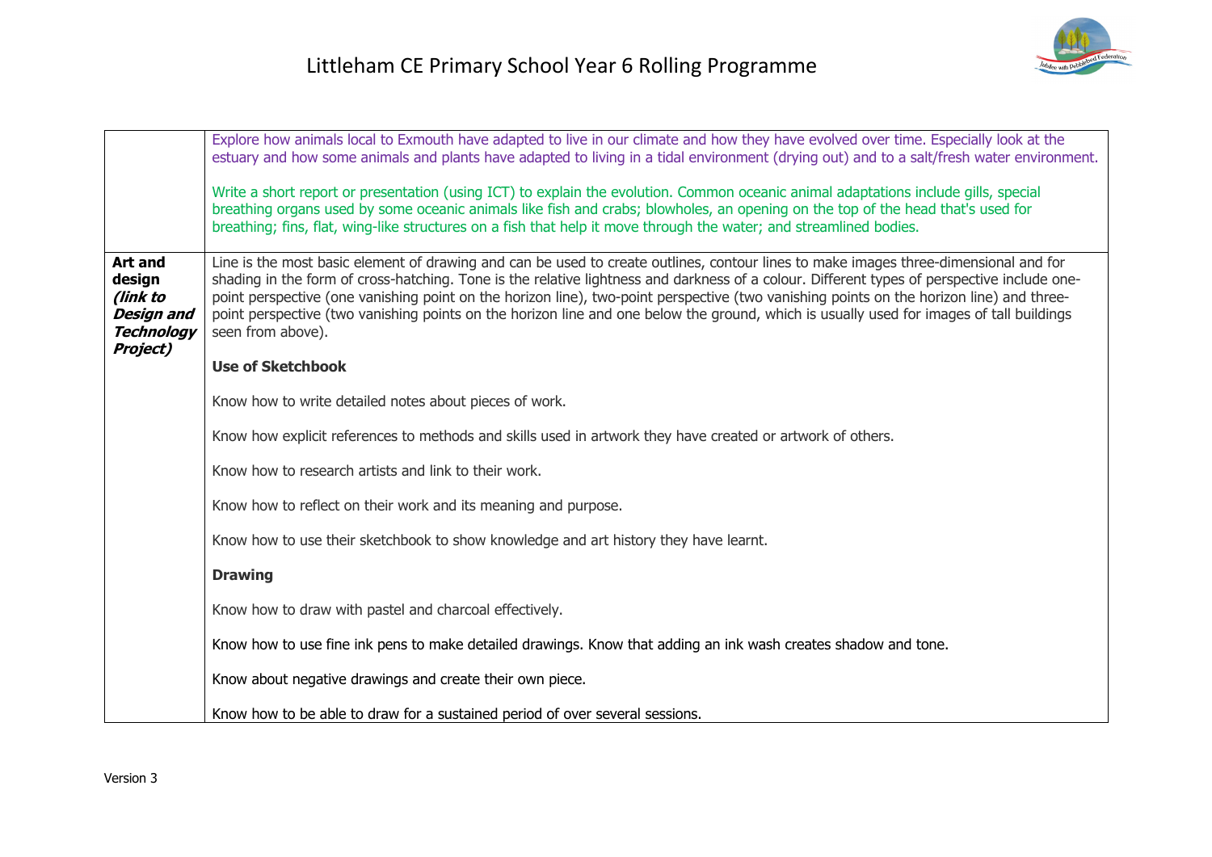| | |
|---|---|
| | Explore how animals local to Exmouth have adapted to live in our climate and how they have evolved over time. Especially look at the estuary and how some animals and plants have adapted to living in a tidal environment (drying out) and to a salt/fresh water environment.<br><br>Write a short report or presentation (using ICT) to explain the evolution. Common oceanic animal adaptations include gills, special breathing organs used by some oceanic animals like fish and crabs; blowholes, an opening on the top of the head that's used for breathing; fins, flat, wing-like structures on a fish that help it move through the water; and streamlined bodies. |
| **Art and design *(link to Design and Technology Project)*** | Line is the most basic element of drawing and can be used to create outlines, contour lines to make images three-dimensional and for shading in the form of cross-hatching. Tone is the relative lightness and darkness of a colour. Different types of perspective include one-point perspective (one vanishing point on the horizon line), two-point perspective (two vanishing points on the horizon line) and three-point perspective (two vanishing points on the horizon line and one below the ground, which is usually used for images of tall buildings seen from above).<br><br>**Use of Sketchbook**<br><br>Know how to write detailed notes about pieces of work.<br><br>Know how explicit references to methods and skills used in artwork they have created or artwork of others.<br><br>Know how to research artists and link to their work.<br><br>Know how to reflect on their work and its meaning and purpose.<br><br>Know how to use their sketchbook to show knowledge and art history they have learnt.<br><br>**Drawing**<br><br>Know how to draw with pastel and charcoal effectively.<br><br>Know how to use fine ink pens to make detailed drawings. Know that adding an ink wash creates shadow and tone.<br><br>Know about negative drawings and create their own piece.<br><br>Know how to be able to draw for a sustained period of over several sessions. |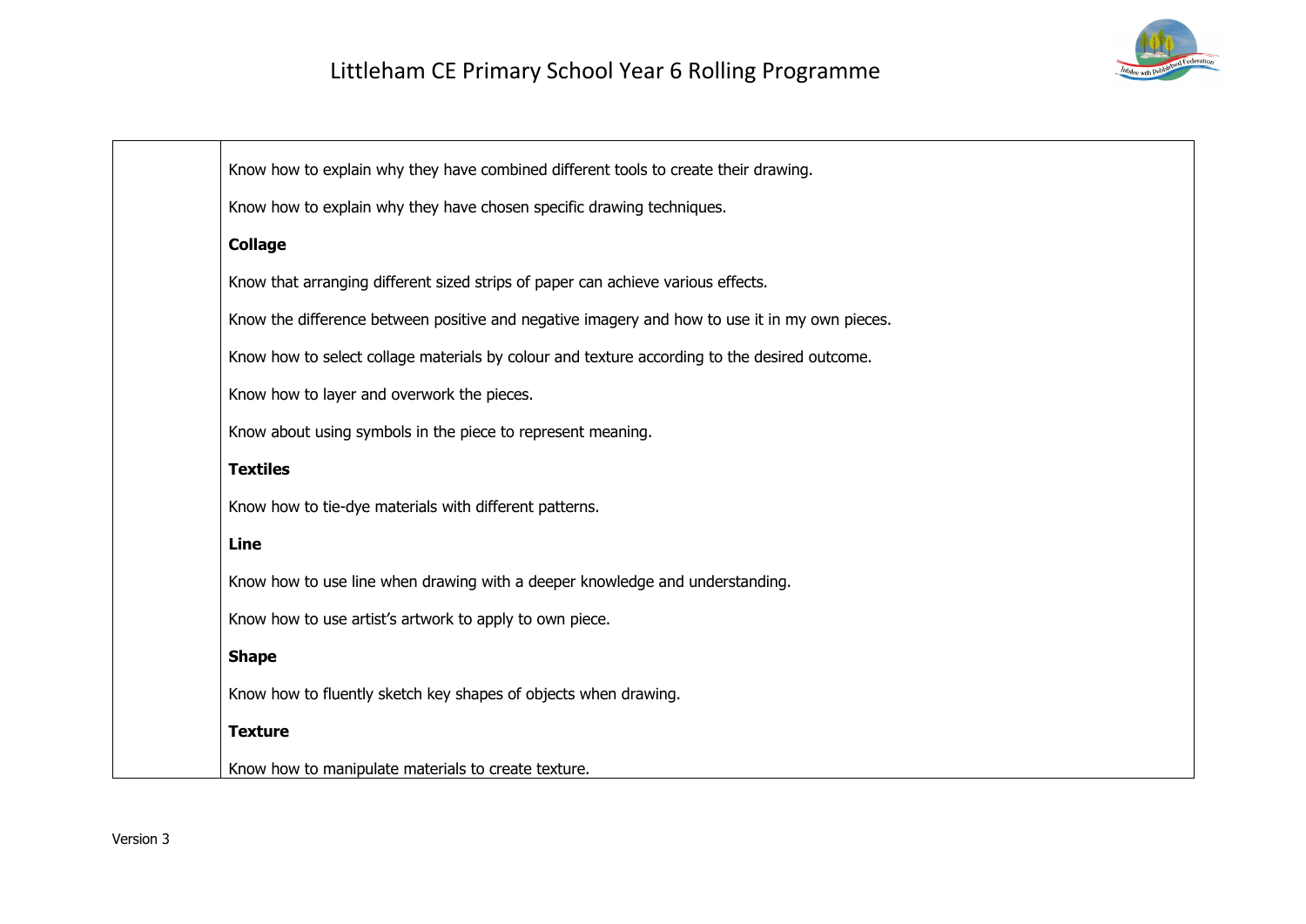| | |
|---|---|
| | Know how to explain why they have combined different tools to create their drawing.<br><br>Know how to explain why they have chosen specific drawing techniques.<br><br>**Collage**<br><br>Know that arranging different sized strips of paper can achieve various effects.<br><br>Know the difference between positive and negative imagery and how to use it in my own pieces.<br><br>Know how to select collage materials by colour and texture according to the desired outcome.<br><br>Know how to layer and overwork the pieces.<br><br>Know about using symbols in the piece to represent meaning.<br><br>**Textiles**<br><br>Know how to tie-dye materials with different patterns.<br><br>**Line**<br><br>Know how to use line when drawing with a deeper knowledge and understanding.<br><br>Know how to use artist's artwork to apply to own piece.<br><br>**Shape**<br><br>Know how to fluently sketch key shapes of objects when drawing.<br><br>**Texture**<br><br>Know how to manipulate materials to create texture. |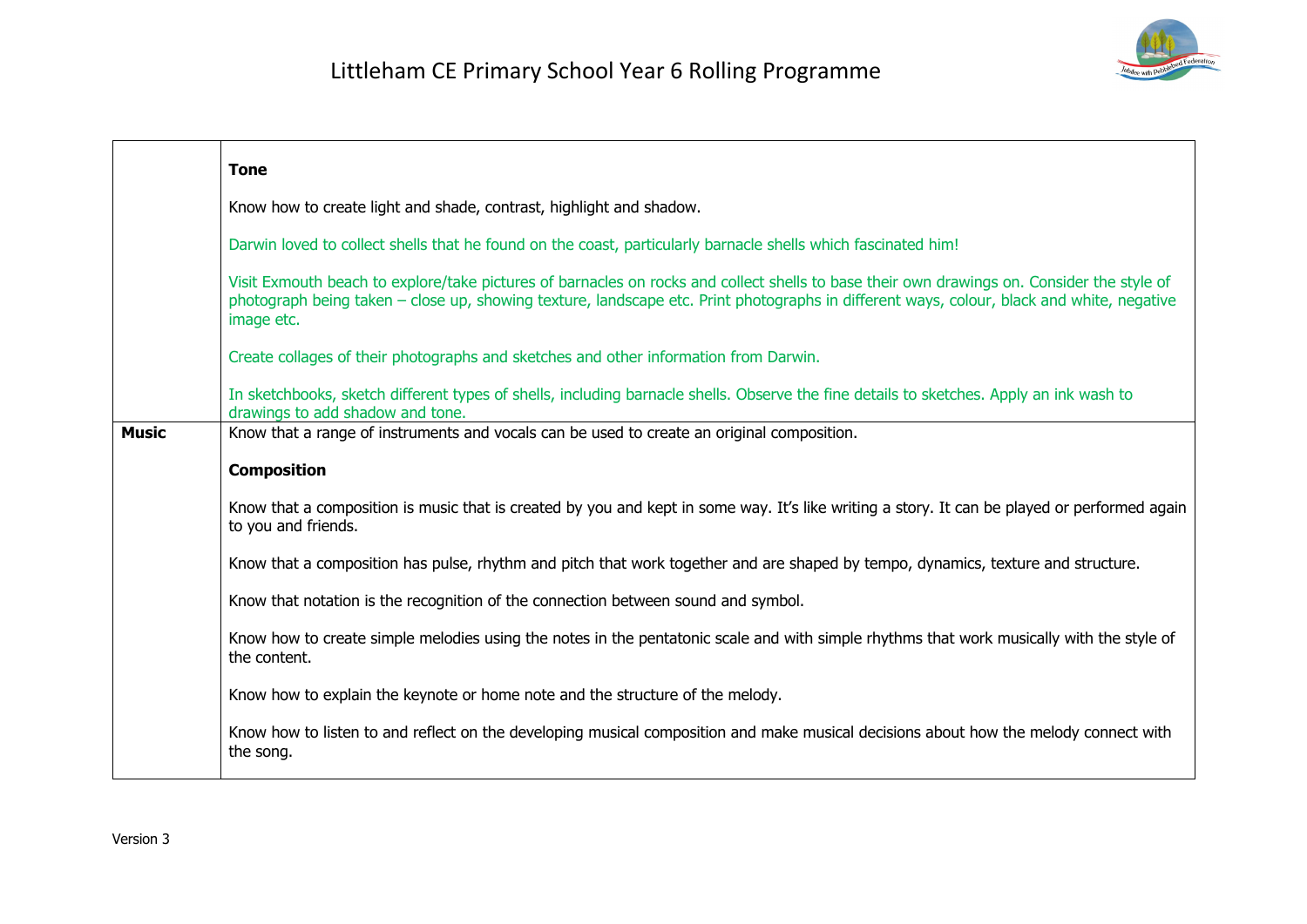| | |
|---|---|
| | **Tone**<br><br>Know how to create light and shade, contrast, highlight and shadow.<br><br>Darwin loved to collect shells that he found on the coast, particularly barnacle shells which fascinated him!<br><br>Visit Exmouth beach to explore/take pictures of barnacles on rocks and collect shells to base their own drawings on. Consider the style of photograph being taken – close up, showing texture, landscape etc. Print photographs in different ways, colour, black and white, negative image etc.<br><br>Create collages of their photographs and sketches and other information from Darwin.<br><br>In sketchbooks, sketch different types of shells, including barnacle shells. Observe the fine details to sketches. Apply an ink wash to drawings to add shadow and tone. |
| **Music** | Know that a range of instruments and vocals can be used to create an original composition.<br><br>**Composition**<br><br>Know that a composition is music that is created by you and kept in some way. It's like writing a story. It can be played or performed again to you and friends.<br><br>Know that a composition has pulse, rhythm and pitch that work together and are shaped by tempo, dynamics, texture and structure.<br><br>Know that notation is the recognition of the connection between sound and symbol.<br><br>Know how to create simple melodies using the notes in the pentatonic scale and with simple rhythms that work musically with the style of the content.<br><br>Know how to explain the keynote or home note and the structure of the melody.<br><br>Know how to listen to and reflect on the developing musical composition and make musical decisions about how the melody connect with the song. |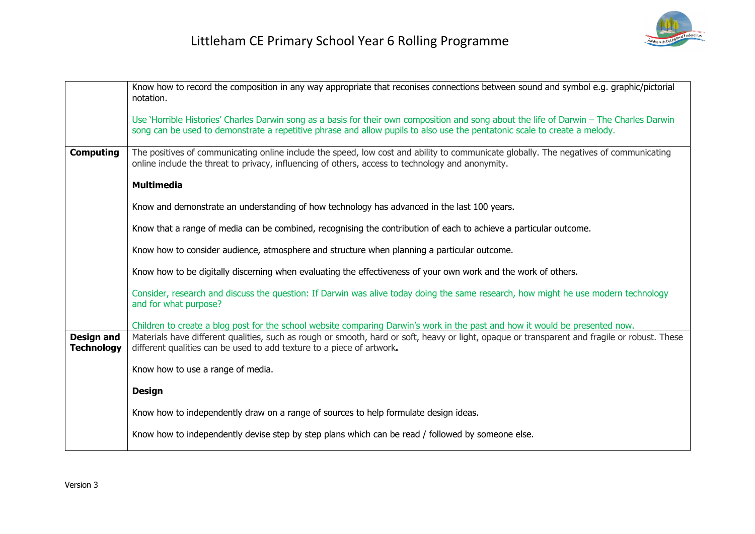| | |
|---|---|
| | Know how to record the composition in any way appropriate that reconises connections between sound and symbol e.g. graphic/pictorial notation.<br><br>Use 'Horrible Histories' Charles Darwin song as a basis for their own composition and song about the life of Darwin – The Charles Darwin song can be used to demonstrate a repetitive phrase and allow pupils to also use the pentatonic scale to create a melody. |
| **Computing** | The positives of communicating online include the speed, low cost and ability to communicate globally. The negatives of communicating online include the threat to privacy, influencing of others, access to technology and anonymity.<br><br>**Multimedia**<br><br>Know and demonstrate an understanding of how technology has advanced in the last 100 years.<br><br>Know that a range of media can be combined, recognising the contribution of each to achieve a particular outcome.<br><br>Know how to consider audience, atmosphere and structure when planning a particular outcome.<br><br>Know how to be digitally discerning when evaluating the effectiveness of your own work and the work of others.<br><br>Consider, research and discuss the question: If Darwin was alive today doing the same research, how might he use modern technology and for what purpose?<br><br>Children to create a blog post for the school website comparing Darwin's work in the past and how it would be presented now. |
| **Design and Technology** | Materials have different qualities, such as rough or smooth, hard or soft, heavy or light, opaque or transparent and fragile or robust. These different qualities can be used to add texture to a piece of artwork**.**<br><br>Know how to use a range of media.<br><br>**Design**<br><br>Know how to independently draw on a range of sources to help formulate design ideas.<br><br>Know how to independently devise step by step plans which can be read / followed by someone else. |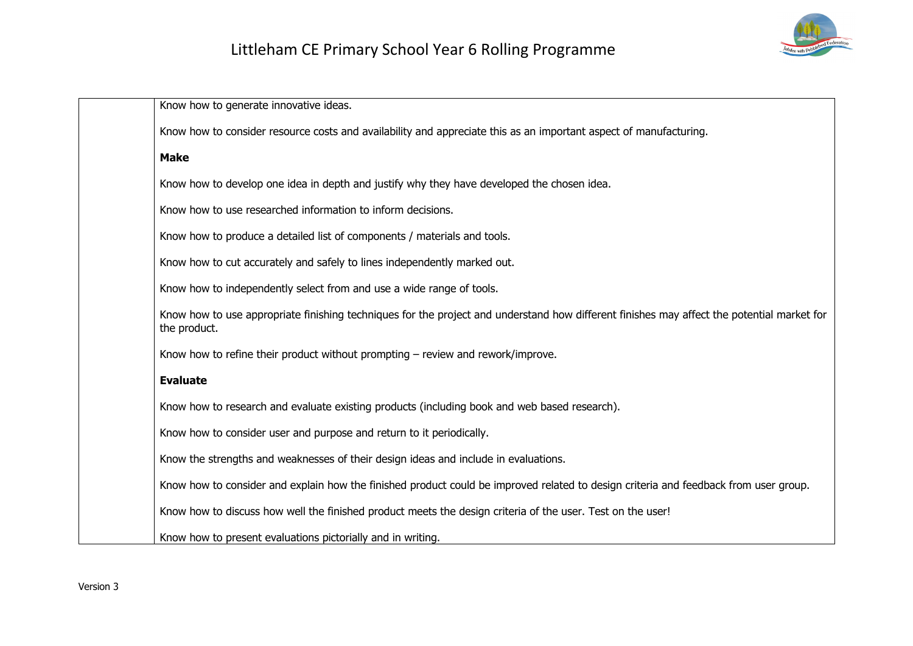| | |
|---|---|
| | Know how to generate innovative ideas.<br><br>Know how to consider resource costs and availability and appreciate this as an important aspect of manufacturing.<br><br>**Make**<br><br>Know how to develop one idea in depth and justify why they have developed the chosen idea.<br><br>Know how to use researched information to inform decisions.<br><br>Know how to produce a detailed list of components / materials and tools.<br><br>Know how to cut accurately and safely to lines independently marked out.<br><br>Know how to independently select from and use a wide range of tools.<br><br>Know how to use appropriate finishing techniques for the project and understand how different finishes may affect the potential market for the product.<br><br>Know how to refine their product without prompting – review and rework/improve.<br><br>**Evaluate**<br><br>Know how to research and evaluate existing products (including book and web based research).<br><br>Know how to consider user and purpose and return to it periodically.<br><br>Know the strengths and weaknesses of their design ideas and include in evaluations.<br><br>Know how to consider and explain how the finished product could be improved related to design criteria and feedback from user group.<br><br>Know how to discuss how well the finished product meets the design criteria of the user. Test on the user!<br><br>Know how to present evaluations pictorially and in writing. |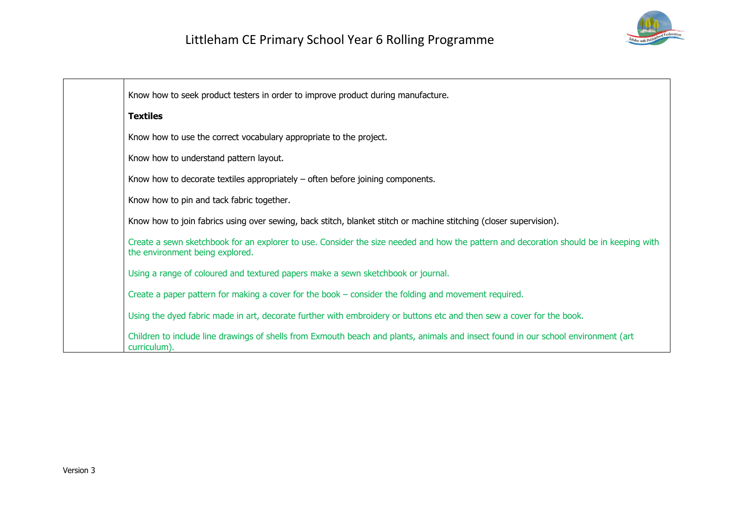| | |
|---|---|
| | Know how to seek product testers in order to improve product during manufacture.<br><br>**Textiles**<br><br>Know how to use the correct vocabulary appropriate to the project.<br><br>Know how to understand pattern layout.<br><br>Know how to decorate textiles appropriately – often before joining components.<br><br>Know how to pin and tack fabric together.<br><br>Know how to join fabrics using over sewing, back stitch, blanket stitch or machine stitching (closer supervision).<br><br>Create a sewn sketchbook for an explorer to use. Consider the size needed and how the pattern and decoration should be in keeping with the environment being explored.<br><br>Using a range of coloured and textured papers make a sewn sketchbook or journal.<br><br>Create a paper pattern for making a cover for the book – consider the folding and movement required.<br><br>Using the dyed fabric made in art, decorate further with embroidery or buttons etc and then sew a cover for the book.<br><br>Children to include line drawings of shells from Exmouth beach and plants, animals and insect found in our school environment (art curriculum). |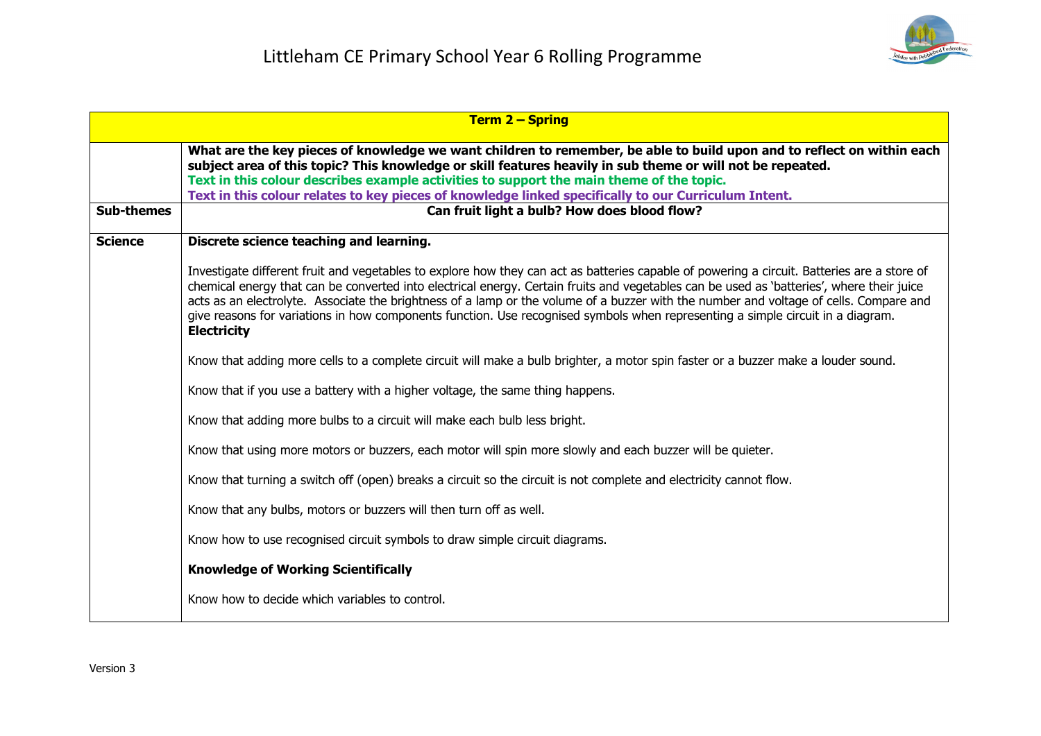# Littleham CE Primary School Year 6 Rolling Programme

| Term 2 – Spring | |
|---|---|
| | **What are the key pieces of knowledge we want children to remember, be able to build upon and to reflect on within each subject area of this topic? This knowledge or skill features heavily in sub theme or will not be repeated.**<br>**Text in this colour describes example activities to support the main theme of the topic.**<br>**Text in this colour relates to key pieces of knowledge linked specifically to our Curriculum Intent.** |
| **Sub-themes** | **Can fruit light a bulb? How does blood flow?** |
| **Science** | **Discrete science teaching and learning.**<br><br>Investigate different fruit and vegetables to explore how they can act as batteries capable of powering a circuit. Batteries are a store of chemical energy that can be converted into electrical energy. Certain fruits and vegetables can be used as 'batteries', where their juice acts as an electrolyte. Associate the brightness of a lamp or the volume of a buzzer with the number and voltage of cells. Compare and give reasons for variations in how components function. Use recognised symbols when representing a simple circuit in a diagram.<br>**Electricity**<br><br>Know that adding more cells to a complete circuit will make a bulb brighter, a motor spin faster or a buzzer make a louder sound.<br><br>Know that if you use a battery with a higher voltage, the same thing happens.<br><br>Know that adding more bulbs to a circuit will make each bulb less bright.<br><br>Know that using more motors or buzzers, each motor will spin more slowly and each buzzer will be quieter.<br><br>Know that turning a switch off (open) breaks a circuit so the circuit is not complete and electricity cannot flow.<br><br>Know that any bulbs, motors or buzzers will then turn off as well.<br><br>Know how to use recognised circuit symbols to draw simple circuit diagrams.<br><br>**Knowledge of Working Scientifically**<br><br>Know how to decide which variables to control. |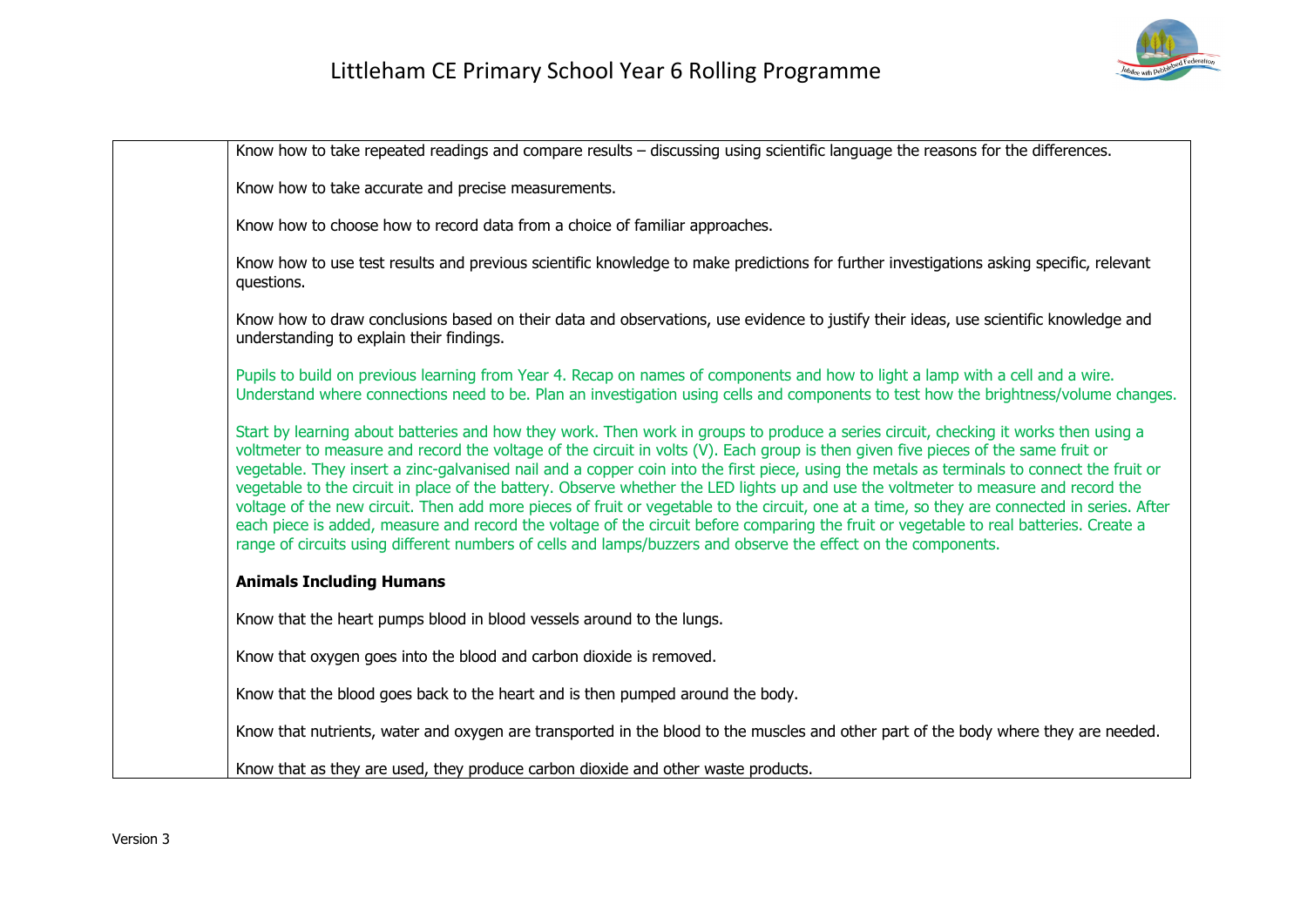| | |
|---|---|
| | Know how to take repeated readings and compare results – discussing using scientific language the reasons for the differences.<br><br>Know how to take accurate and precise measurements.<br><br>Know how to choose how to record data from a choice of familiar approaches.<br><br>Know how to use test results and previous scientific knowledge to make predictions for further investigations asking specific, relevant questions.<br><br>Know how to draw conclusions based on their data and observations, use evidence to justify their ideas, use scientific knowledge and understanding to explain their findings.<br><br>Pupils to build on previous learning from Year 4. Recap on names of components and how to light a lamp with a cell and a wire. Understand where connections need to be. Plan an investigation using cells and components to test how the brightness/volume changes.<br><br>Start by learning about batteries and how they work. Then work in groups to produce a series circuit, checking it works then using a voltmeter to measure and record the voltage of the circuit in volts (V). Each group is then given five pieces of the same fruit or vegetable. They insert a zinc-galvanised nail and a copper coin into the first piece, using the metals as terminals to connect the fruit or vegetable to the circuit in place of the battery. Observe whether the LED lights up and use the voltmeter to measure and record the voltage of the new circuit. Then add more pieces of fruit or vegetable to the circuit, one at a time, so they are connected in series. After each piece is added, measure and record the voltage of the circuit before comparing the fruit or vegetable to real batteries. Create a range of circuits using different numbers of cells and lamps/buzzers and observe the effect on the components.<br><br>**Animals Including Humans**<br><br>Know that the heart pumps blood in blood vessels around to the lungs.<br><br>Know that oxygen goes into the blood and carbon dioxide is removed.<br><br>Know that the blood goes back to the heart and is then pumped around the body.<br><br>Know that nutrients, water and oxygen are transported in the blood to the muscles and other part of the body where they are needed.<br><br>Know that as they are used, they produce carbon dioxide and other waste products. |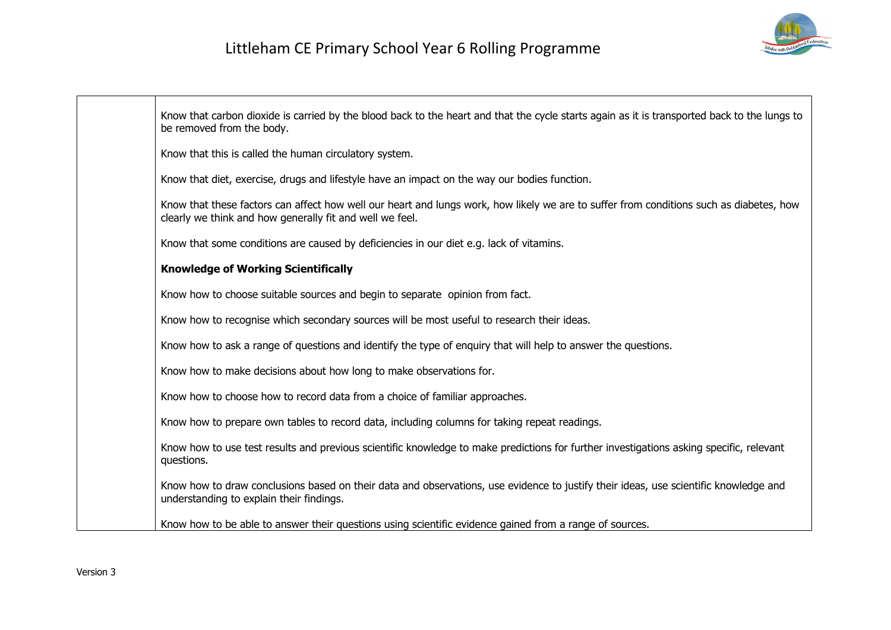| | |
|---|---|
| | Know that carbon dioxide is carried by the blood back to the heart and that the cycle starts again as it is transported back to the lungs to be removed from the body.<br><br>Know that this is called the human circulatory system.<br><br>Know that diet, exercise, drugs and lifestyle have an impact on the way our bodies function.<br><br>Know that these factors can affect how well our heart and lungs work, how likely we are to suffer from conditions such as diabetes, how clearly we think and how generally fit and well we feel.<br><br>Know that some conditions are caused by deficiencies in our diet e.g. lack of vitamins.<br><br>**Knowledge of Working Scientifically**<br><br>Know how to choose suitable sources and begin to separate opinion from fact.<br><br>Know how to recognise which secondary sources will be most useful to research their ideas.<br><br>Know how to ask a range of questions and identify the type of enquiry that will help to answer the questions.<br><br>Know how to make decisions about how long to make observations for.<br><br>Know how to choose how to record data from a choice of familiar approaches.<br><br>Know how to prepare own tables to record data, including columns for taking repeat readings.<br><br>Know how to use test results and previous scientific knowledge to make predictions for further investigations asking specific, relevant questions.<br><br>Know how to draw conclusions based on their data and observations, use evidence to justify their ideas, use scientific knowledge and understanding to explain their findings.<br><br>Know how to be able to answer their questions using scientific evidence gained from a range of sources. |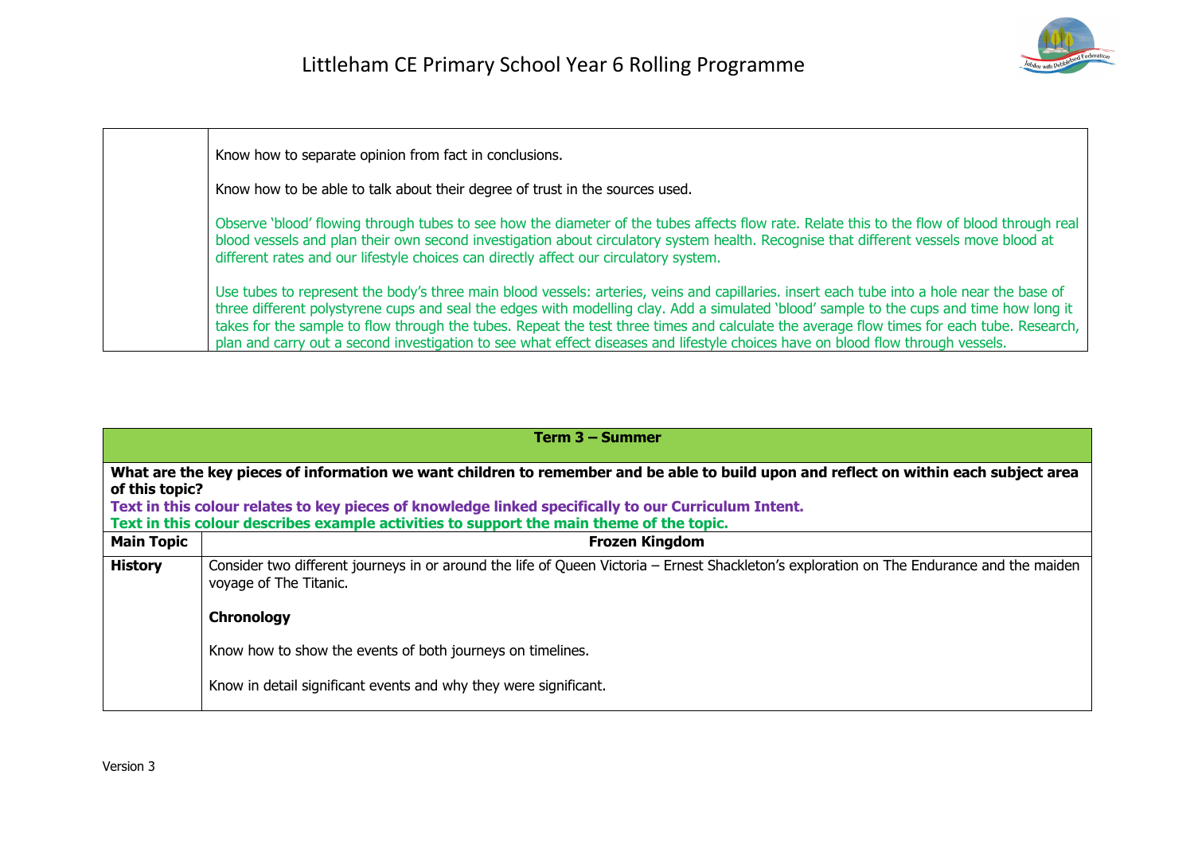| | |
|---|---|
| | Know how to separate opinion from fact in conclusions.<br><br>Know how to be able to talk about their degree of trust in the sources used.<br><br>Observe 'blood' flowing through tubes to see how the diameter of the tubes affects flow rate. Relate this to the flow of blood through real blood vessels and plan their own second investigation about circulatory system health. Recognise that different vessels move blood at different rates and our lifestyle choices can directly affect our circulatory system.<br><br>Use tubes to represent the body's three main blood vessels: arteries, veins and capillaries. insert each tube into a hole near the base of three different polystyrene cups and seal the edges with modelling clay. Add a simulated 'blood' sample to the cups and time how long it takes for the sample to flow through the tubes. Repeat the test three times and calculate the average flow times for each tube. Research, plan and carry out a second investigation to see what effect diseases and lifestyle choices have on blood flow through vessels. |

| **Term 3 – Summer** | |
|---|---|
| **What are the key pieces of information we want children to remember and be able to build upon and reflect on within each subject area of this topic?**<br>**Text in this colour relates to key pieces of knowledge linked specifically to our Curriculum Intent.**<br>**Text in this colour describes example activities to support the main theme of the topic.** | |
| **Main Topic** | **Frozen Kingdom** |
| **History** | Consider two different journeys in or around the life of Queen Victoria – Ernest Shackleton's exploration on The Endurance and the maiden voyage of The Titanic.<br><br>**Chronology**<br><br>Know how to show the events of both journeys on timelines.<br><br>Know in detail significant events and why they were significant. |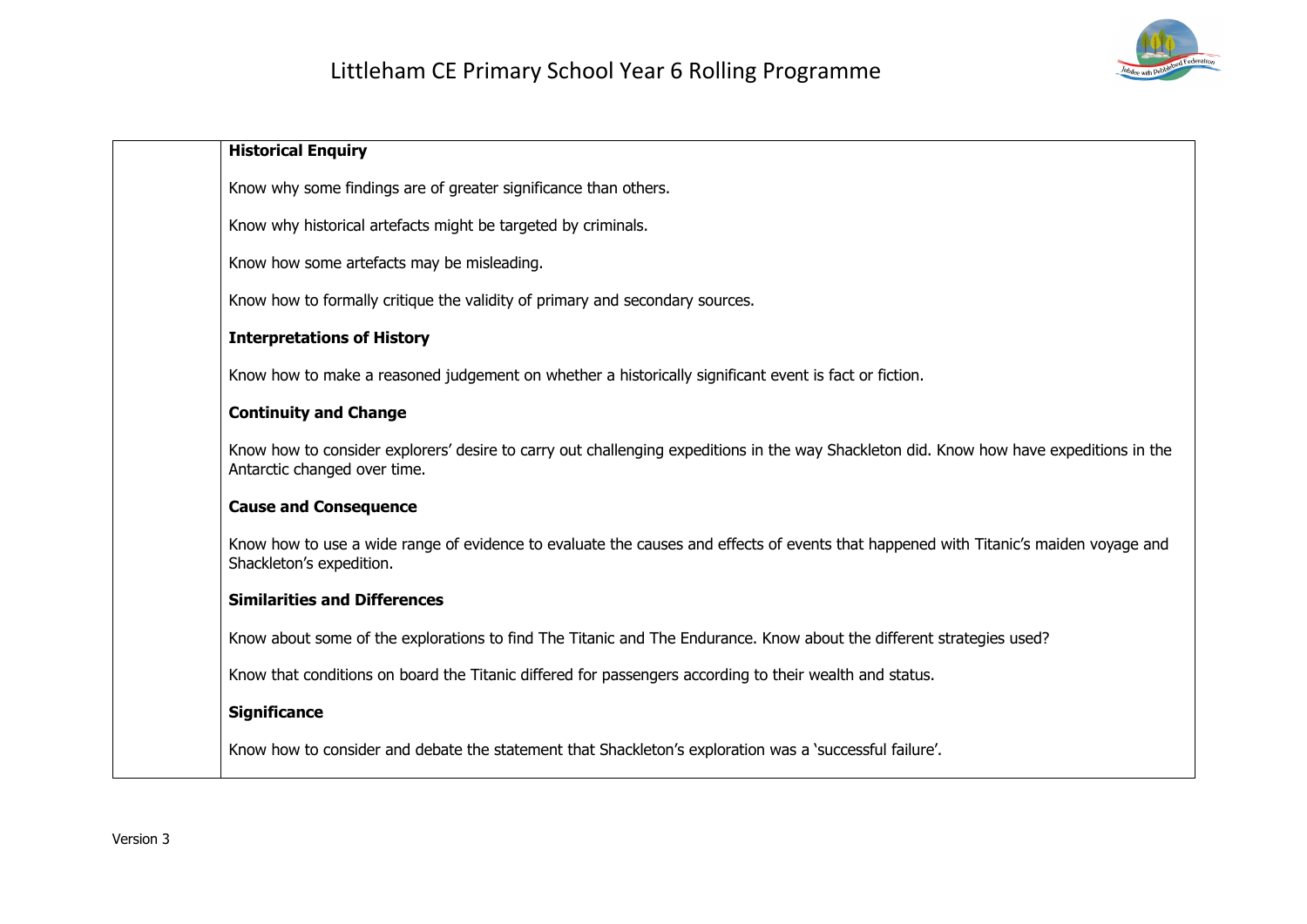| | **Historical Enquiry**<br><br>Know why some findings are of greater significance than others.<br><br>Know why historical artefacts might be targeted by criminals.<br><br>Know how some artefacts may be misleading.<br><br>Know how to formally critique the validity of primary and secondary sources.<br><br>**Interpretations of History**<br><br>Know how to make a reasoned judgement on whether a historically significant event is fact or fiction.<br><br>**Continuity and Change**<br><br>Know how to consider explorers' desire to carry out challenging expeditions in the way Shackleton did. Know how have expeditions in the Antarctic changed over time.<br><br>**Cause and Consequence**<br><br>Know how to use a wide range of evidence to evaluate the causes and effects of events that happened with Titanic's maiden voyage and Shackleton's expedition.<br><br>**Similarities and Differences**<br><br>Know about some of the explorations to find The Titanic and The Endurance. Know about the different strategies used?<br><br>Know that conditions on board the Titanic differed for passengers according to their wealth and status.<br><br>**Significance**<br><br>Know how to consider and debate the statement that Shackleton's exploration was a 'successful failure'. |
|---|---|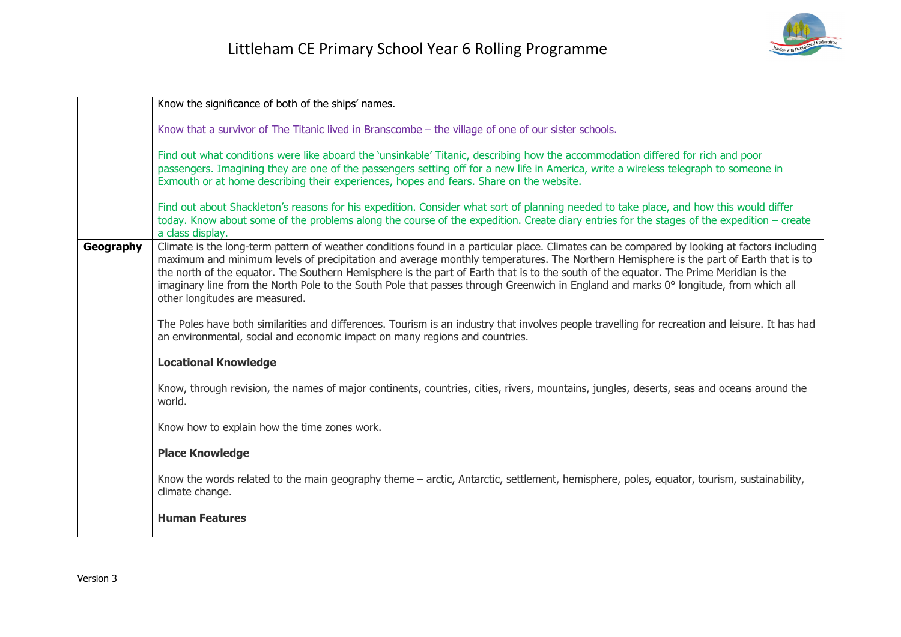| | |
|---|---|
| | Know the significance of both of the ships' names.<br><br>Know that a survivor of The Titanic lived in Branscombe – the village of one of our sister schools.<br><br>Find out what conditions were like aboard the 'unsinkable' Titanic, describing how the accommodation differed for rich and poor passengers. Imagining they are one of the passengers setting off for a new life in America, write a wireless telegraph to someone in Exmouth or at home describing their experiences, hopes and fears. Share on the website.<br><br>Find out about Shackleton's reasons for his expedition. Consider what sort of planning needed to take place, and how this would differ today. Know about some of the problems along the course of the expedition. Create diary entries for the stages of the expedition – create a class display. |
| **Geography** | Climate is the long-term pattern of weather conditions found in a particular place. Climates can be compared by looking at factors including maximum and minimum levels of precipitation and average monthly temperatures. The Northern Hemisphere is the part of Earth that is to the north of the equator. The Southern Hemisphere is the part of Earth that is to the south of the equator. The Prime Meridian is the imaginary line from the North Pole to the South Pole that passes through Greenwich in England and marks 0° longitude, from which all other longitudes are measured.<br><br>The Poles have both similarities and differences. Tourism is an industry that involves people travelling for recreation and leisure. It has had an environmental, social and economic impact on many regions and countries.<br><br>**Locational Knowledge**<br><br>Know, through revision, the names of major continents, countries, cities, rivers, mountains, jungles, deserts, seas and oceans around the world.<br><br>Know how to explain how the time zones work.<br><br>**Place Knowledge**<br><br>Know the words related to the main geography theme – arctic, Antarctic, settlement, hemisphere, poles, equator, tourism, sustainability, climate change.<br><br>**Human Features** |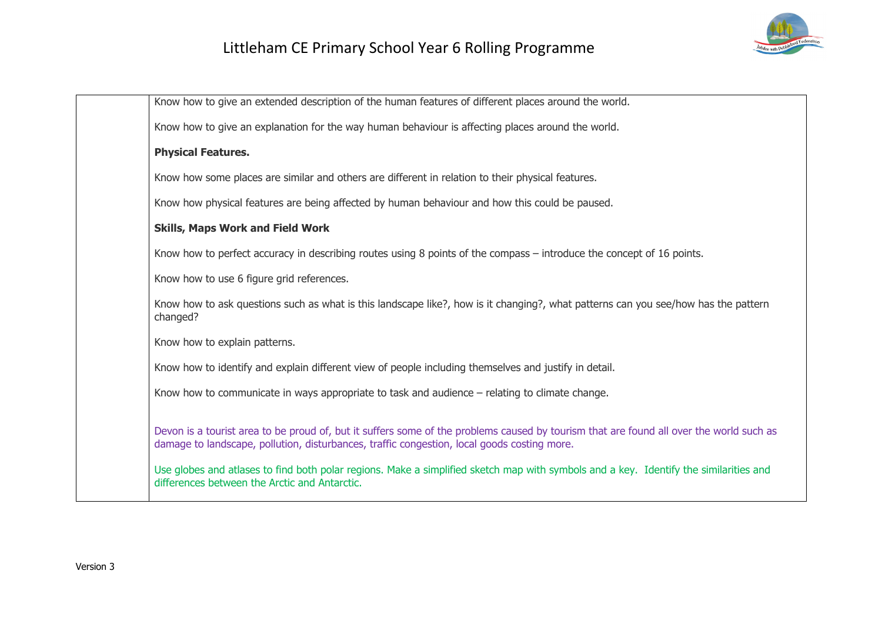| | |
|---|---|
| | Know how to give an extended description of the human features of different places around the world.<br><br>Know how to give an explanation for the way human behaviour is affecting places around the world.<br><br>**Physical Features.**<br><br>Know how some places are similar and others are different in relation to their physical features.<br><br>Know how physical features are being affected by human behaviour and how this could be paused.<br><br>**Skills, Maps Work and Field Work**<br><br>Know how to perfect accuracy in describing routes using 8 points of the compass – introduce the concept of 16 points.<br><br>Know how to use 6 figure grid references.<br><br>Know how to ask questions such as what is this landscape like?, how is it changing?, what patterns can you see/how has the pattern changed?<br><br>Know how to explain patterns.<br><br>Know how to identify and explain different view of people including themselves and justify in detail.<br><br>Know how to communicate in ways appropriate to task and audience – relating to climate change.<br><br>Devon is a tourist area to be proud of, but it suffers some of the problems caused by tourism that are found all over the world such as damage to landscape, pollution, disturbances, traffic congestion, local goods costing more.<br><br>Use globes and atlases to find both polar regions. Make a simplified sketch map with symbols and a key. Identify the similarities and differences between the Arctic and Antarctic. |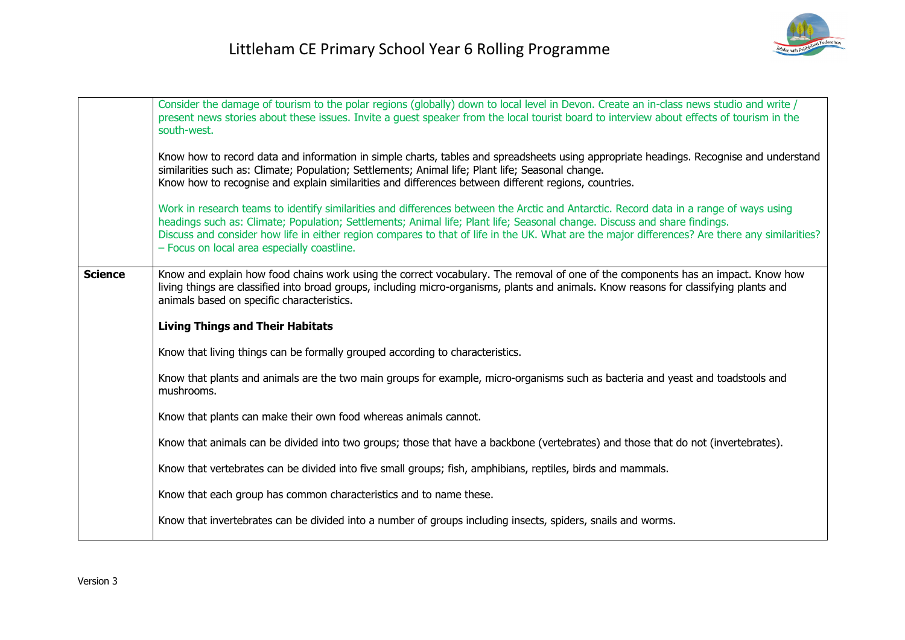| | |
|---|---|
| | Consider the damage of tourism to the polar regions (globally) down to local level in Devon. Create an in-class news studio and write / present news stories about these issues. Invite a guest speaker from the local tourist board to interview about effects of tourism in the south-west.<br><br>Know how to record data and information in simple charts, tables and spreadsheets using appropriate headings. Recognise and understand similarities such as: Climate; Population; Settlements; Animal life; Plant life; Seasonal change.<br>Know how to recognise and explain similarities and differences between different regions, countries.<br><br>Work in research teams to identify similarities and differences between the Arctic and Antarctic. Record data in a range of ways using headings such as: Climate; Population; Settlements; Animal life; Plant life; Seasonal change. Discuss and share findings.<br>Discuss and consider how life in either region compares to that of life in the UK. What are the major differences? Are there any similarities? – Focus on local area especially coastline. |
| **Science** | Know and explain how food chains work using the correct vocabulary. The removal of one of the components has an impact. Know how living things are classified into broad groups, including micro-organisms, plants and animals. Know reasons for classifying plants and animals based on specific characteristics.<br><br>**Living Things and Their Habitats**<br><br>Know that living things can be formally grouped according to characteristics.<br><br>Know that plants and animals are the two main groups for example, micro-organisms such as bacteria and yeast and toadstools and mushrooms.<br><br>Know that plants can make their own food whereas animals cannot.<br><br>Know that animals can be divided into two groups; those that have a backbone (vertebrates) and those that do not (invertebrates).<br><br>Know that vertebrates can be divided into five small groups; fish, amphibians, reptiles, birds and mammals.<br><br>Know that each group has common characteristics and to name these.<br><br>Know that invertebrates can be divided into a number of groups including insects, spiders, snails and worms. |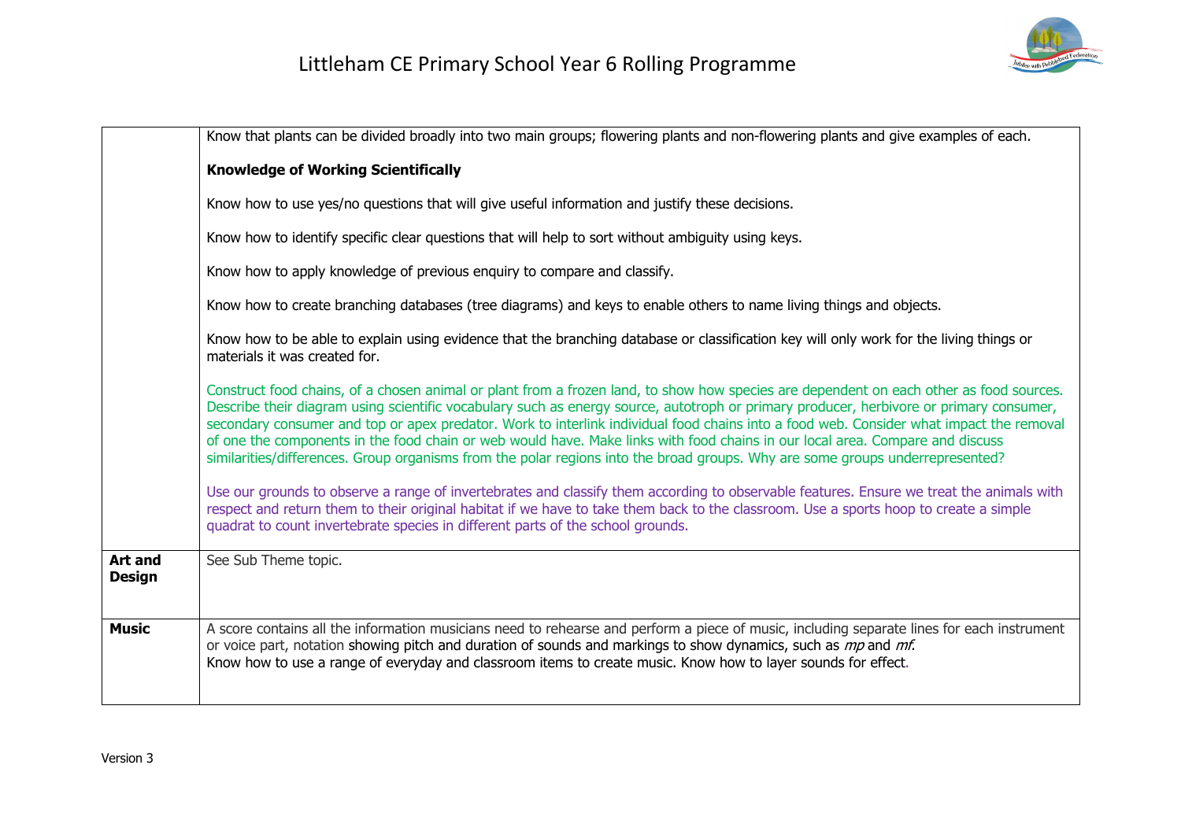| | |
|---|---|
| | Know that plants can be divided broadly into two main groups; flowering plants and non-flowering plants and give examples of each.<br><br>**Knowledge of Working Scientifically**<br><br>Know how to use yes/no questions that will give useful information and justify these decisions.<br><br>Know how to identify specific clear questions that will help to sort without ambiguity using keys.<br><br>Know how to apply knowledge of previous enquiry to compare and classify.<br><br>Know how to create branching databases (tree diagrams) and keys to enable others to name living things and objects.<br><br>Know how to be able to explain using evidence that the branching database or classification key will only work for the living things or materials it was created for.<br><br>Construct food chains, of a chosen animal or plant from a frozen land, to show how species are dependent on each other as food sources. Describe their diagram using scientific vocabulary such as energy source, autotroph or primary producer, herbivore or primary consumer, secondary consumer and top or apex predator. Work to interlink individual food chains into a food web. Consider what impact the removal of one the components in the food chain or web would have. Make links with food chains in our local area. Compare and discuss similarities/differences. Group organisms from the polar regions into the broad groups. Why are some groups underrepresented?<br><br>Use our grounds to observe a range of invertebrates and classify them according to observable features. Ensure we treat the animals with respect and return them to their original habitat if we have to take them back to the classroom. Use a sports hoop to create a simple quadrat to count invertebrate species in different parts of the school grounds. |
| **Art and Design** | See Sub Theme topic. |
| **Music** | A score contains all the information musicians need to rehearse and perform a piece of music, including separate lines for each instrument or voice part, notation showing pitch and duration of sounds and markings to show dynamics, such as *mp* and *mf*.<br>Know how to use a range of everyday and classroom items to create music. Know how to layer sounds for effect. |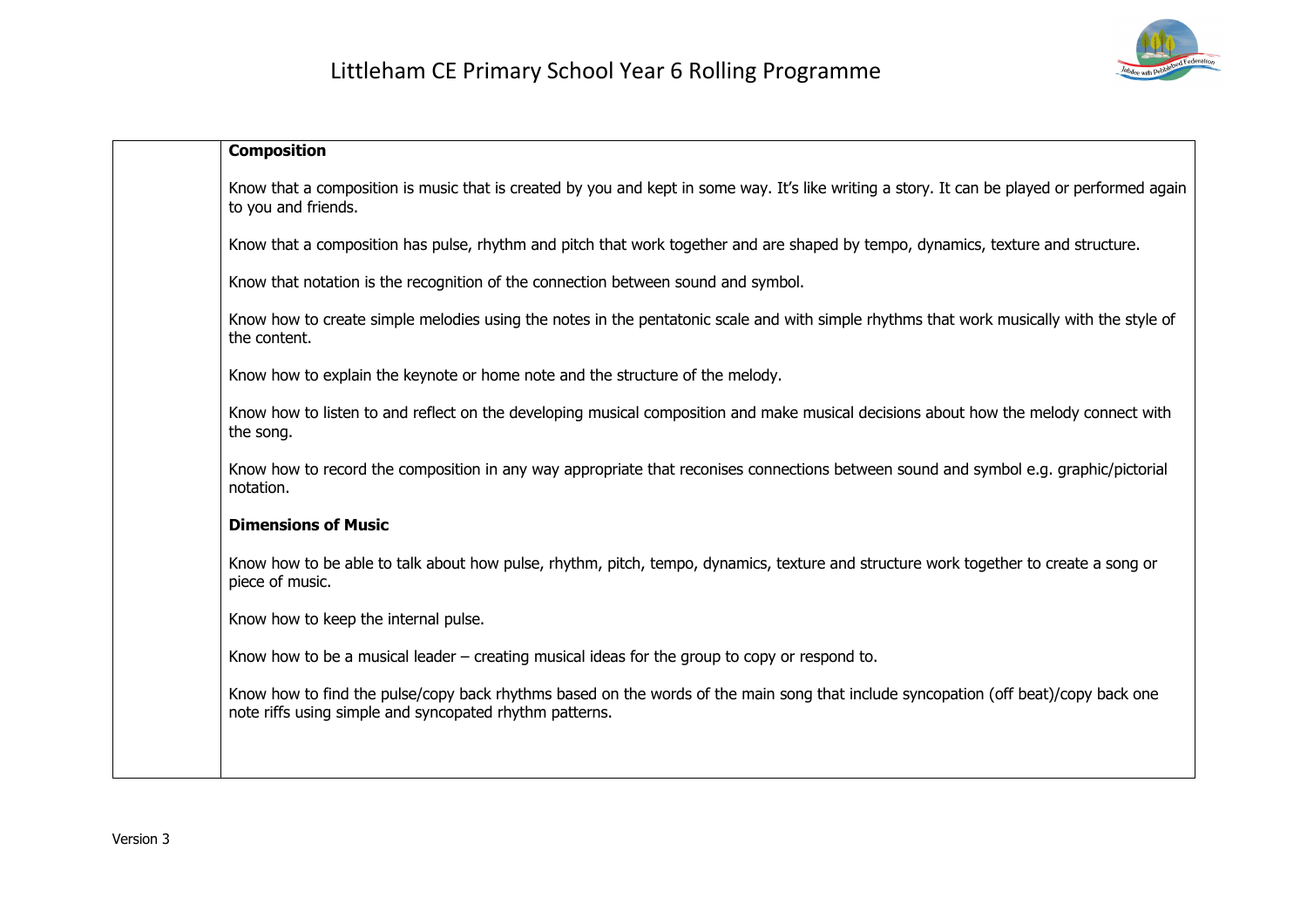| | **Composition**<br><br>Know that a composition is music that is created by you and kept in some way. It's like writing a story. It can be played or performed again to you and friends.<br><br>Know that a composition has pulse, rhythm and pitch that work together and are shaped by tempo, dynamics, texture and structure.<br><br>Know that notation is the recognition of the connection between sound and symbol.<br><br>Know how to create simple melodies using the notes in the pentatonic scale and with simple rhythms that work musically with the style of the content.<br><br>Know how to explain the keynote or home note and the structure of the melody.<br><br>Know how to listen to and reflect on the developing musical composition and make musical decisions about how the melody connect with the song.<br><br>Know how to record the composition in any way appropriate that reconises connections between sound and symbol e.g. graphic/pictorial notation.<br><br>**Dimensions of Music**<br><br>Know how to be able to talk about how pulse, rhythm, pitch, tempo, dynamics, texture and structure work together to create a song or piece of music.<br><br>Know how to keep the internal pulse.<br><br>Know how to be a musical leader – creating musical ideas for the group to copy or respond to.<br><br>Know how to find the pulse/copy back rhythms based on the words of the main song that include syncopation (off beat)/copy back one note riffs using simple and syncopated rhythm patterns. |
|---|---|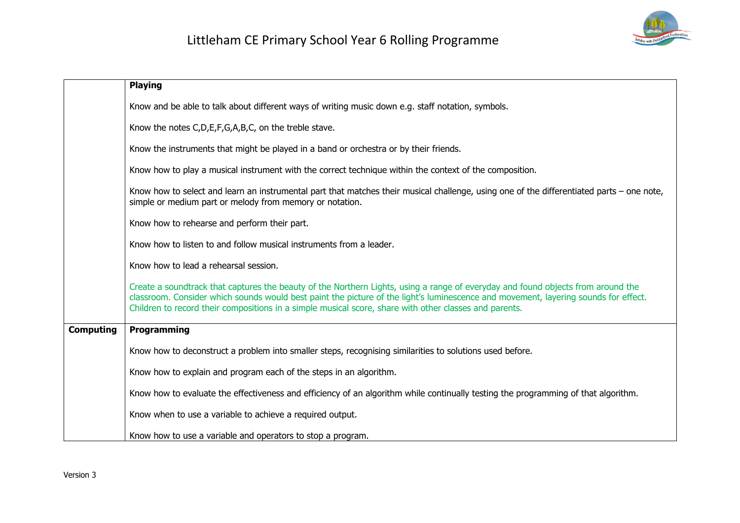| | |
|---|---|
| | **Playing**<br><br>Know and be able to talk about different ways of writing music down e.g. staff notation, symbols.<br><br>Know the notes C,D,E,F,G,A,B,C, on the treble stave.<br><br>Know the instruments that might be played in a band or orchestra or by their friends.<br><br>Know how to play a musical instrument with the correct technique within the context of the composition.<br><br>Know how to select and learn an instrumental part that matches their musical challenge, using one of the differentiated parts – one note, simple or medium part or melody from memory or notation.<br><br>Know how to rehearse and perform their part.<br><br>Know how to listen to and follow musical instruments from a leader.<br><br>Know how to lead a rehearsal session.<br><br>Create a soundtrack that captures the beauty of the Northern Lights, using a range of everyday and found objects from around the classroom. Consider which sounds would best paint the picture of the light's luminescence and movement, layering sounds for effect. Children to record their compositions in a simple musical score, share with other classes and parents. |
| **Computing** | **Programming**<br><br>Know how to deconstruct a problem into smaller steps, recognising similarities to solutions used before.<br><br>Know how to explain and program each of the steps in an algorithm.<br><br>Know how to evaluate the effectiveness and efficiency of an algorithm while continually testing the programming of that algorithm.<br><br>Know when to use a variable to achieve a required output.<br><br>Know how to use a variable and operators to stop a program. |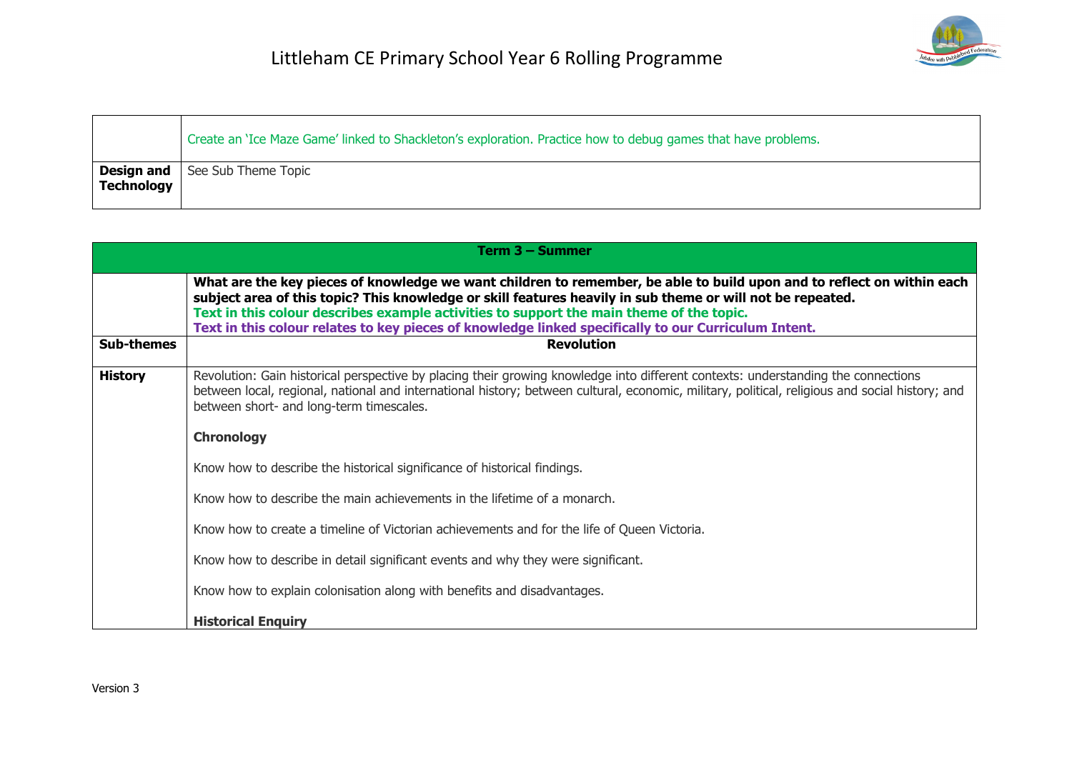|  |  |
|---|---|
|  | Create an 'Ice Maze Game' linked to Shackleton's exploration. Practice how to debug games that have problems. |
| **Design and Technology** | See Sub Theme Topic |

| **Term 3 – Summer** | |
|---|---|
|  | **What are the key pieces of knowledge we want children to remember, be able to build upon and to reflect on within each subject area of this topic? This knowledge or skill features heavily in sub theme or will not be repeated.** **Text in this colour describes example activities to support the main theme of the topic.** **Text in this colour relates to key pieces of knowledge linked specifically to our Curriculum Intent.** |
| **Sub-themes** | **Revolution** |
| **History** | Revolution: Gain historical perspective by placing their growing knowledge into different contexts: understanding the connections between local, regional, national and international history; between cultural, economic, military, political, religious and social history; and between short- and long-term timescales.<br><br>**Chronology**<br><br>Know how to describe the historical significance of historical findings.<br><br>Know how to describe the main achievements in the lifetime of a monarch.<br><br>Know how to create a timeline of Victorian achievements and for the life of Queen Victoria.<br><br>Know how to describe in detail significant events and why they were significant.<br><br>Know how to explain colonisation along with benefits and disadvantages.<br><br>**Historical Enquiry** |

Version 3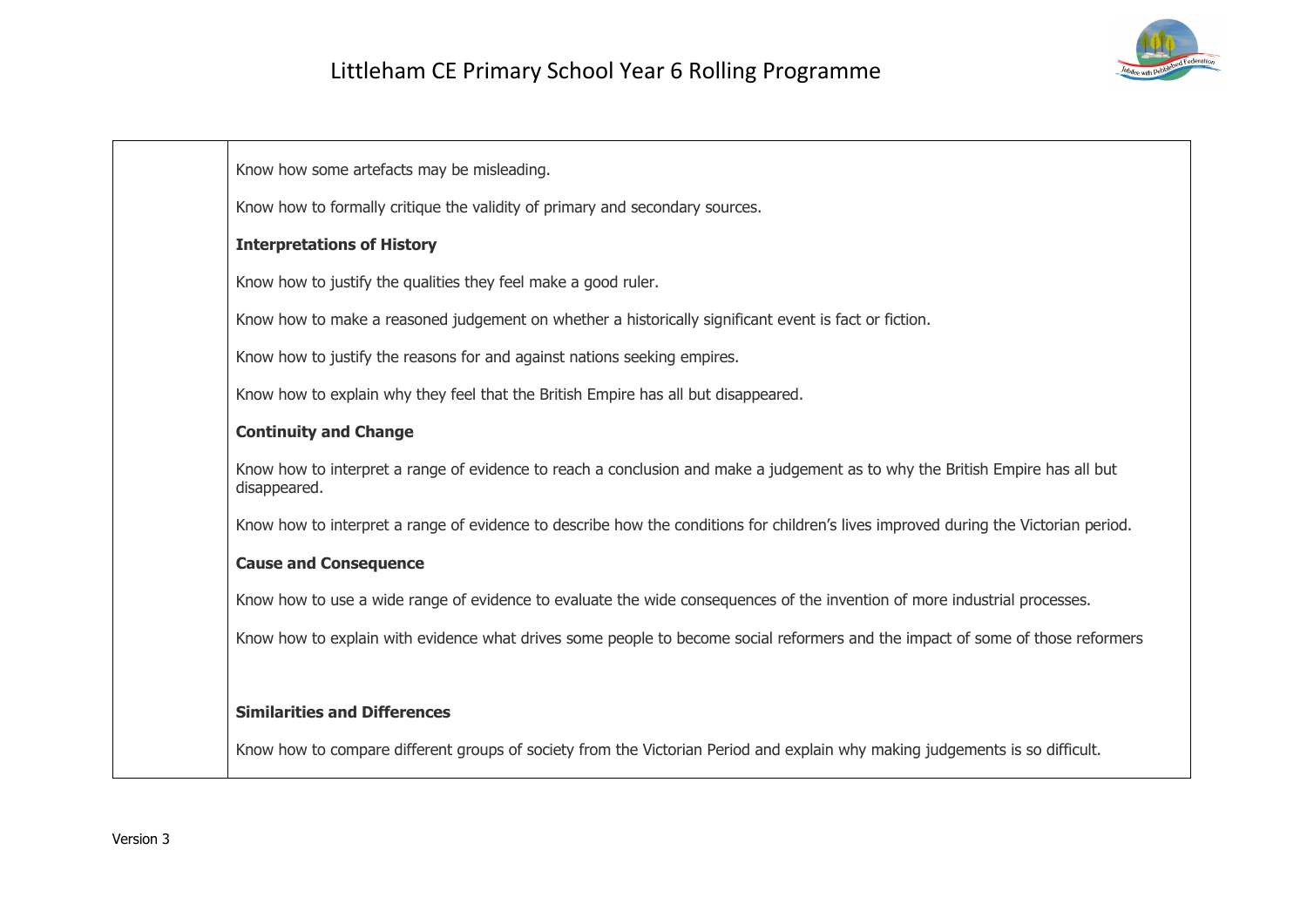| | |
|---|---|
| | Know how some artefacts may be misleading.<br><br>Know how to formally critique the validity of primary and secondary sources.<br><br>**Interpretations of History**<br><br>Know how to justify the qualities they feel make a good ruler.<br><br>Know how to make a reasoned judgement on whether a historically significant event is fact or fiction.<br><br>Know how to justify the reasons for and against nations seeking empires.<br><br>Know how to explain why they feel that the British Empire has all but disappeared.<br><br>**Continuity and Change**<br><br>Know how to interpret a range of evidence to reach a conclusion and make a judgement as to why the British Empire has all but disappeared.<br><br>Know how to interpret a range of evidence to describe how the conditions for children's lives improved during the Victorian period.<br><br>**Cause and Consequence**<br><br>Know how to use a wide range of evidence to evaluate the wide consequences of the invention of more industrial processes.<br><br>Know how to explain with evidence what drives some people to become social reformers and the impact of some of those reformers<br><br>**Similarities and Differences**<br><br>Know how to compare different groups of society from the Victorian Period and explain why making judgements is so difficult. |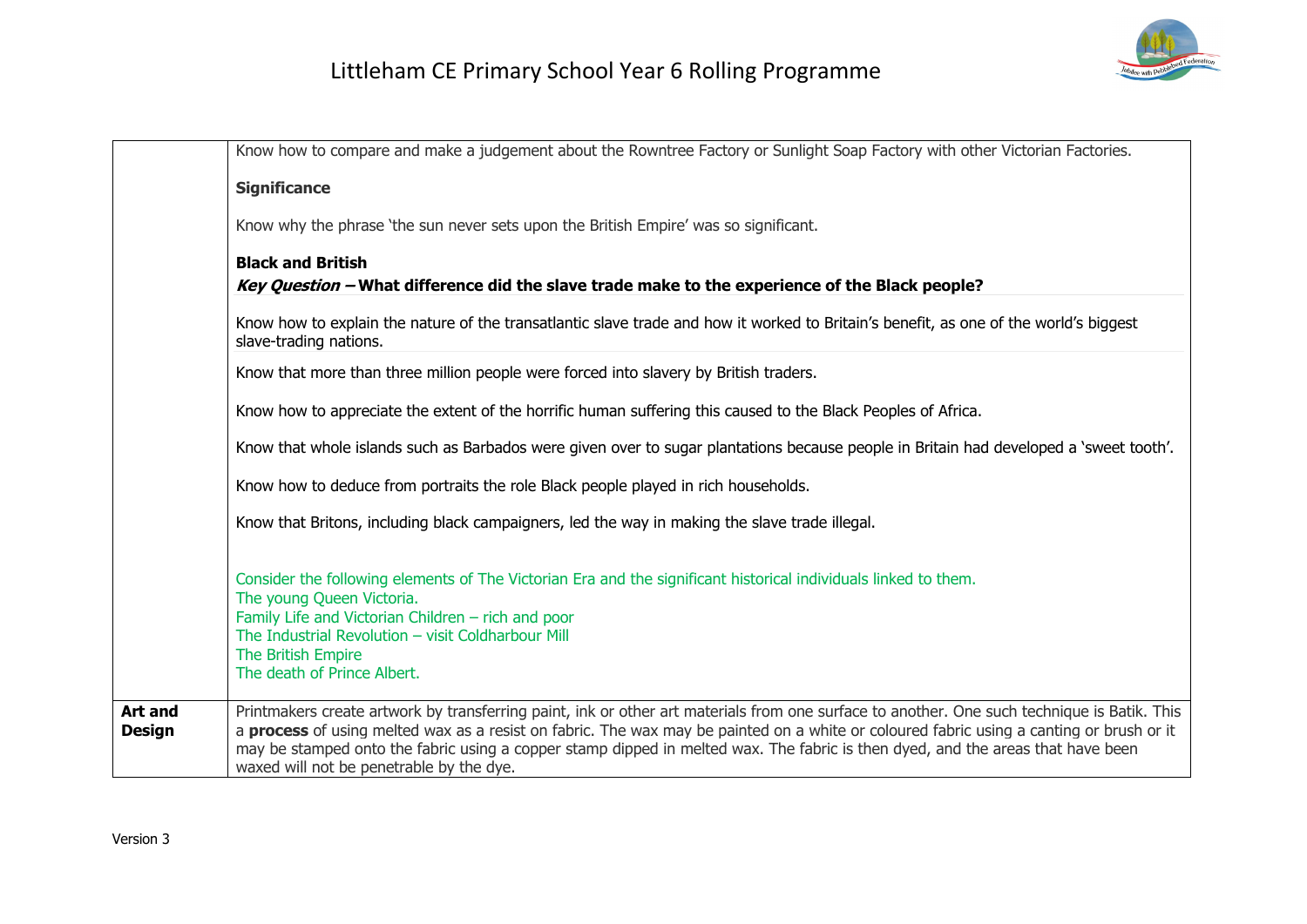| | |
|---|---|
| | Know how to compare and make a judgement about the Rowntree Factory or Sunlight Soap Factory with other Victorian Factories.<br><br>**Significance**<br><br>Know why the phrase 'the sun never sets upon the British Empire' was so significant.<br><br>**Black and British**<br>***Key Question* – What difference did the slave trade make to the experience of the Black people?**<br><br>Know how to explain the nature of the transatlantic slave trade and how it worked to Britain's benefit, as one of the world's biggest slave-trading nations.<br><br>Know that more than three million people were forced into slavery by British traders.<br><br>Know how to appreciate the extent of the horrific human suffering this caused to the Black Peoples of Africa.<br><br>Know that whole islands such as Barbados were given over to sugar plantations because people in Britain had developed a 'sweet tooth'.<br><br>Know how to deduce from portraits the role Black people played in rich households.<br><br>Know that Britons, including black campaigners, led the way in making the slave trade illegal.<br><br>Consider the following elements of The Victorian Era and the significant historical individuals linked to them.<br>The young Queen Victoria.<br>Family Life and Victorian Children – rich and poor<br>The Industrial Revolution – visit Coldharbour Mill<br>The British Empire<br>The death of Prince Albert. |
| **Art and Design** | Printmakers create artwork by transferring paint, ink or other art materials from one surface to another. One such technique is Batik. This a **process** of using melted wax as a resist on fabric. The wax may be painted on a white or coloured fabric using a canting or brush or it may be stamped onto the fabric using a copper stamp dipped in melted wax. The fabric is then dyed, and the areas that have been waxed will not be penetrable by the dye. |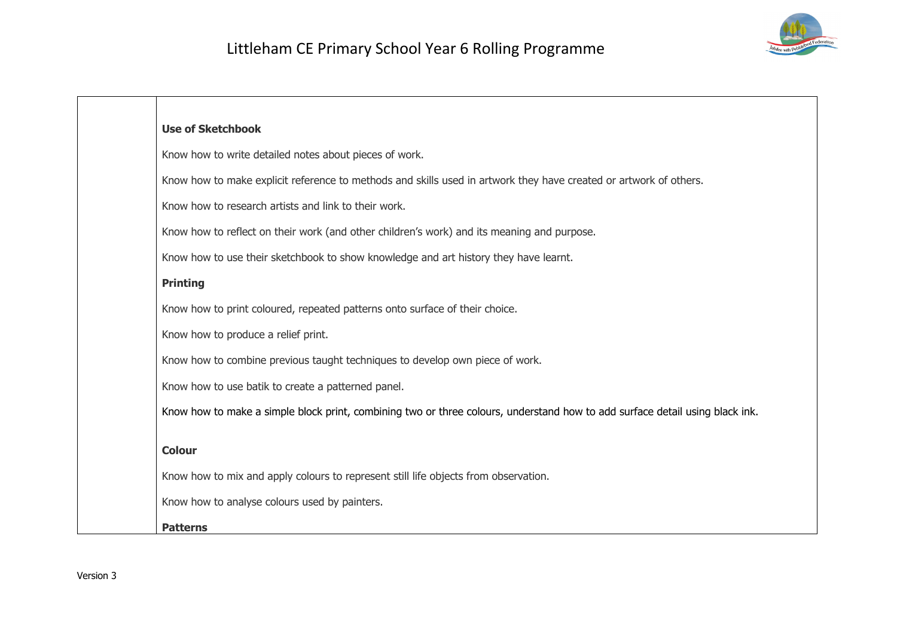| | |
|---|---|
| | **Use of Sketchbook**<br><br>Know how to write detailed notes about pieces of work.<br><br>Know how to make explicit reference to methods and skills used in artwork they have created or artwork of others.<br><br>Know how to research artists and link to their work.<br><br>Know how to reflect on their work (and other children's work) and its meaning and purpose.<br><br>Know how to use their sketchbook to show knowledge and art history they have learnt.<br><br>**Printing**<br><br>Know how to print coloured, repeated patterns onto surface of their choice.<br><br>Know how to produce a relief print.<br><br>Know how to combine previous taught techniques to develop own piece of work.<br><br>Know how to use batik to create a patterned panel.<br><br>Know how to make a simple block print, combining two or three colours, understand how to add surface detail using black ink.<br><br>**Colour**<br><br>Know how to mix and apply colours to represent still life objects from observation.<br><br>Know how to analyse colours used by painters.<br><br>**Patterns** |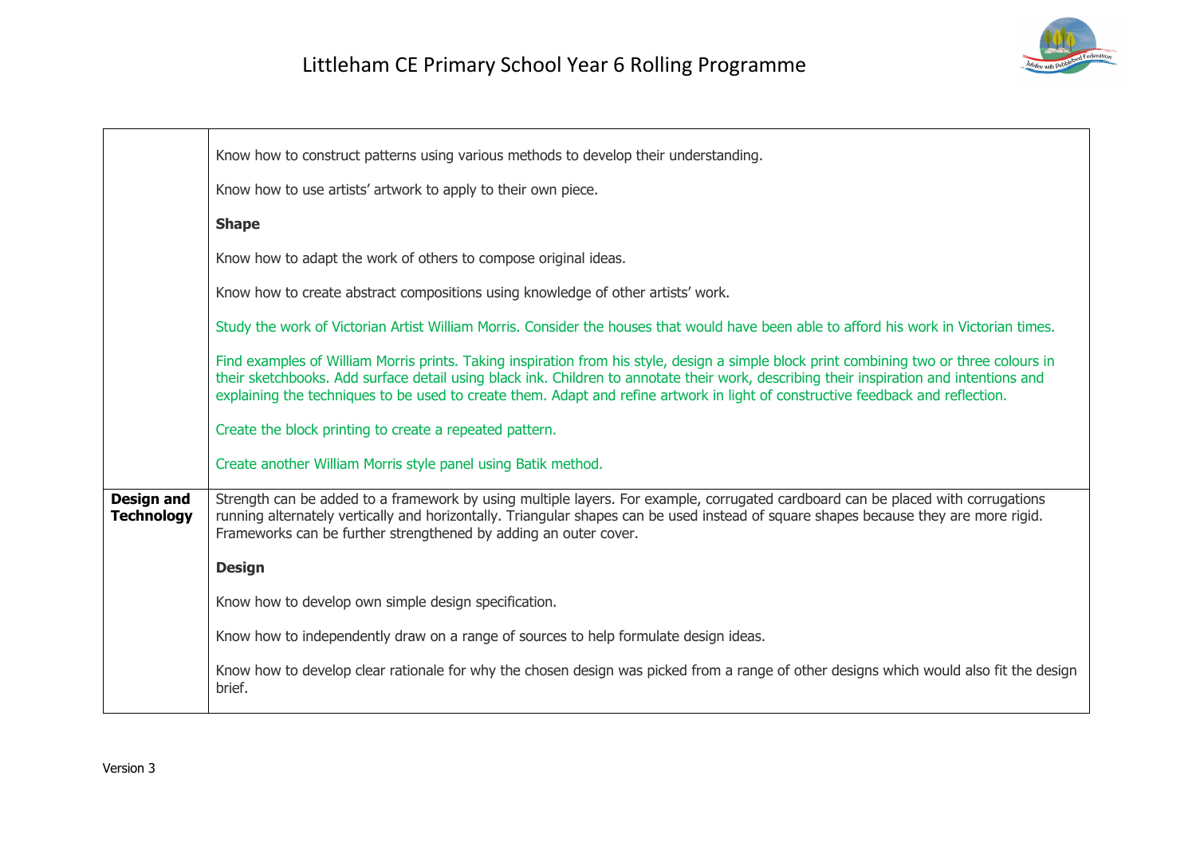| | |
|---|---|
| | Know how to construct patterns using various methods to develop their understanding.<br><br>Know how to use artists' artwork to apply to their own piece.<br><br>**Shape**<br><br>Know how to adapt the work of others to compose original ideas.<br><br>Know how to create abstract compositions using knowledge of other artists' work.<br><br>Study the work of Victorian Artist William Morris. Consider the houses that would have been able to afford his work in Victorian times.<br><br>Find examples of William Morris prints. Taking inspiration from his style, design a simple block print combining two or three colours in their sketchbooks. Add surface detail using black ink. Children to annotate their work, describing their inspiration and intentions and explaining the techniques to be used to create them. Adapt and refine artwork in light of constructive feedback and reflection.<br><br>Create the block printing to create a repeated pattern.<br><br>Create another William Morris style panel using Batik method. |
| **Design and Technology** | Strength can be added to a framework by using multiple layers. For example, corrugated cardboard can be placed with corrugations running alternately vertically and horizontally. Triangular shapes can be used instead of square shapes because they are more rigid. Frameworks can be further strengthened by adding an outer cover.<br><br>**Design**<br><br>Know how to develop own simple design specification.<br><br>Know how to independently draw on a range of sources to help formulate design ideas.<br><br>Know how to develop clear rationale for why the chosen design was picked from a range of other designs which would also fit the design brief. |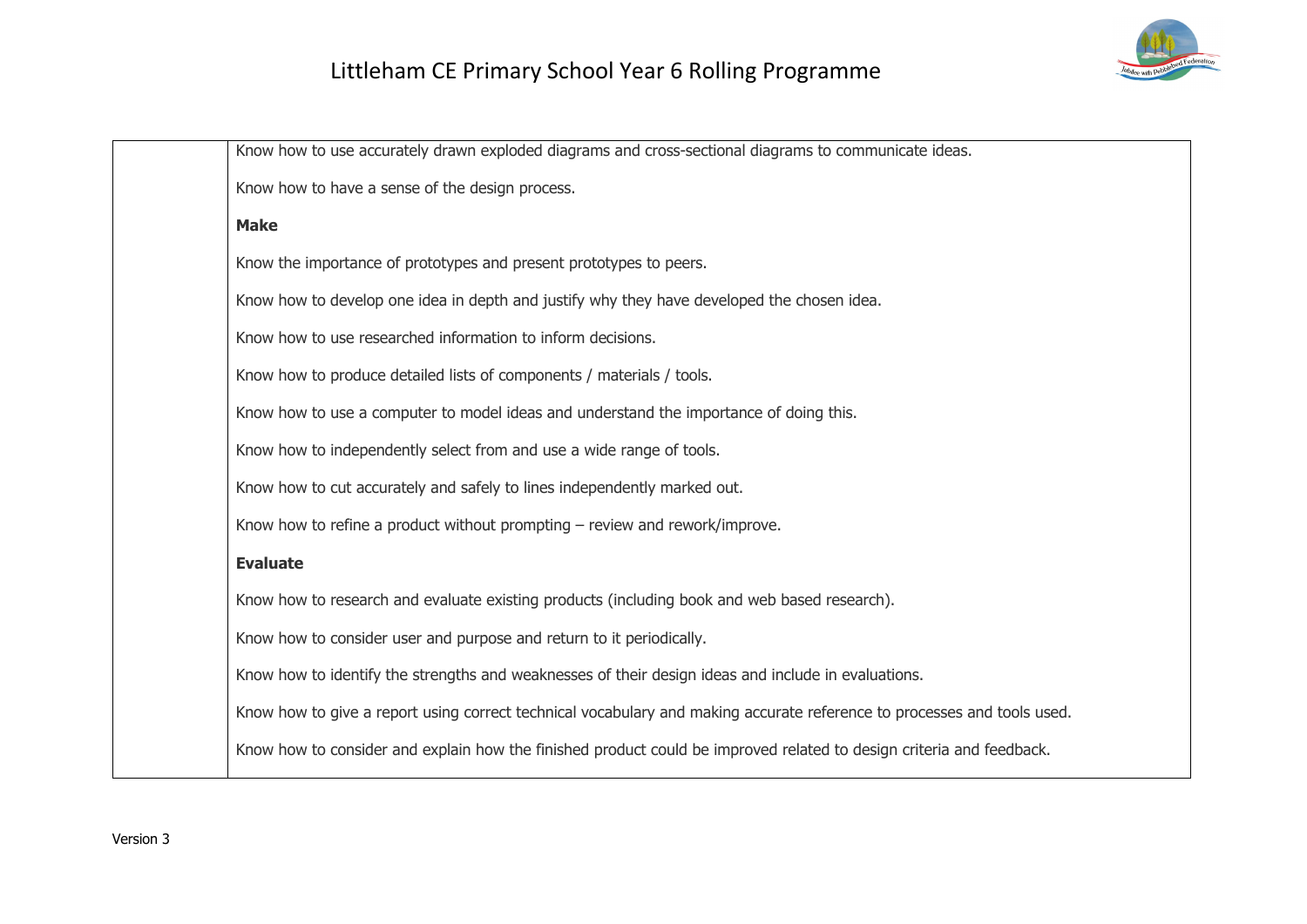| | |
|---|---|
| | Know how to use accurately drawn exploded diagrams and cross-sectional diagrams to communicate ideas.<br><br>Know how to have a sense of the design process.<br><br>**Make**<br><br>Know the importance of prototypes and present prototypes to peers.<br><br>Know how to develop one idea in depth and justify why they have developed the chosen idea.<br><br>Know how to use researched information to inform decisions.<br><br>Know how to produce detailed lists of components / materials / tools.<br><br>Know how to use a computer to model ideas and understand the importance of doing this.<br><br>Know how to independently select from and use a wide range of tools.<br><br>Know how to cut accurately and safely to lines independently marked out.<br><br>Know how to refine a product without prompting – review and rework/improve.<br><br>**Evaluate**<br><br>Know how to research and evaluate existing products (including book and web based research).<br><br>Know how to consider user and purpose and return to it periodically.<br><br>Know how to identify the strengths and weaknesses of their design ideas and include in evaluations.<br><br>Know how to give a report using correct technical vocabulary and making accurate reference to processes and tools used.<br><br>Know how to consider and explain how the finished product could be improved related to design criteria and feedback. |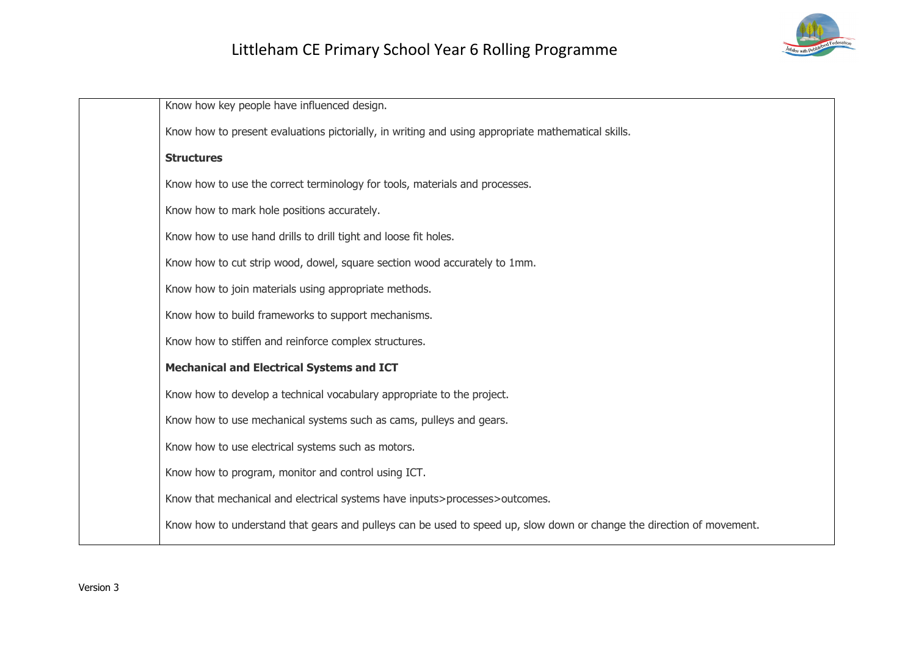| | |
|---|---|
| | Know how key people have influenced design.<br><br>Know how to present evaluations pictorially, in writing and using appropriate mathematical skills.<br><br>**Structures**<br><br>Know how to use the correct terminology for tools, materials and processes.<br><br>Know how to mark hole positions accurately.<br><br>Know how to use hand drills to drill tight and loose fit holes.<br><br>Know how to cut strip wood, dowel, square section wood accurately to 1mm.<br><br>Know how to join materials using appropriate methods.<br><br>Know how to build frameworks to support mechanisms.<br><br>Know how to stiffen and reinforce complex structures.<br><br>**Mechanical and Electrical Systems and ICT**<br><br>Know how to develop a technical vocabulary appropriate to the project.<br><br>Know how to use mechanical systems such as cams, pulleys and gears.<br><br>Know how to use electrical systems such as motors.<br><br>Know how to program, monitor and control using ICT.<br><br>Know that mechanical and electrical systems have inputs>processes>outcomes.<br><br>Know how to understand that gears and pulleys can be used to speed up, slow down or change the direction of movement. |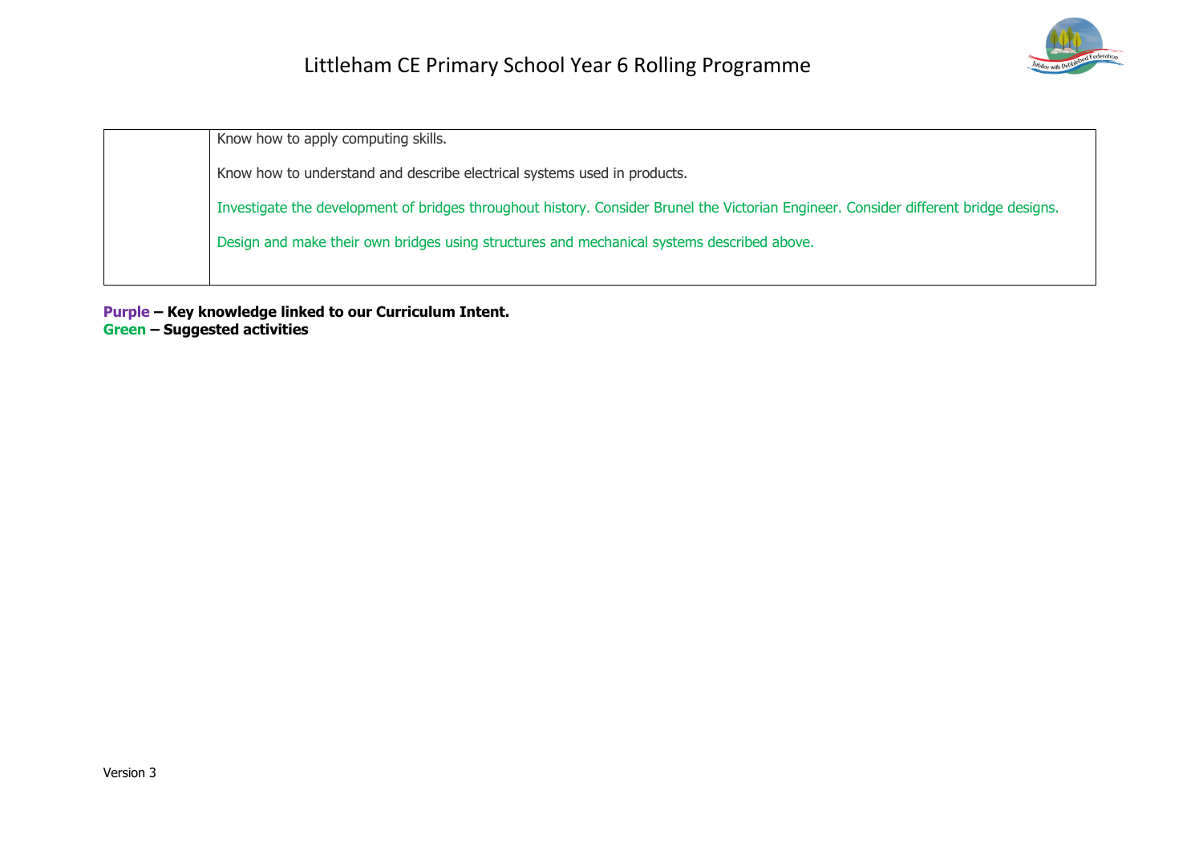| | |
|---|---|
| | Know how to apply computing skills.<br><br>Know how to understand and describe electrical systems used in products.<br><br>Investigate the development of bridges throughout history. Consider Brunel the Victorian Engineer. Consider different bridge designs.<br><br>Design and make their own bridges using structures and mechanical systems described above. |

**Purple – Key knowledge linked to our Curriculum Intent.**
**Green – Suggested activities**